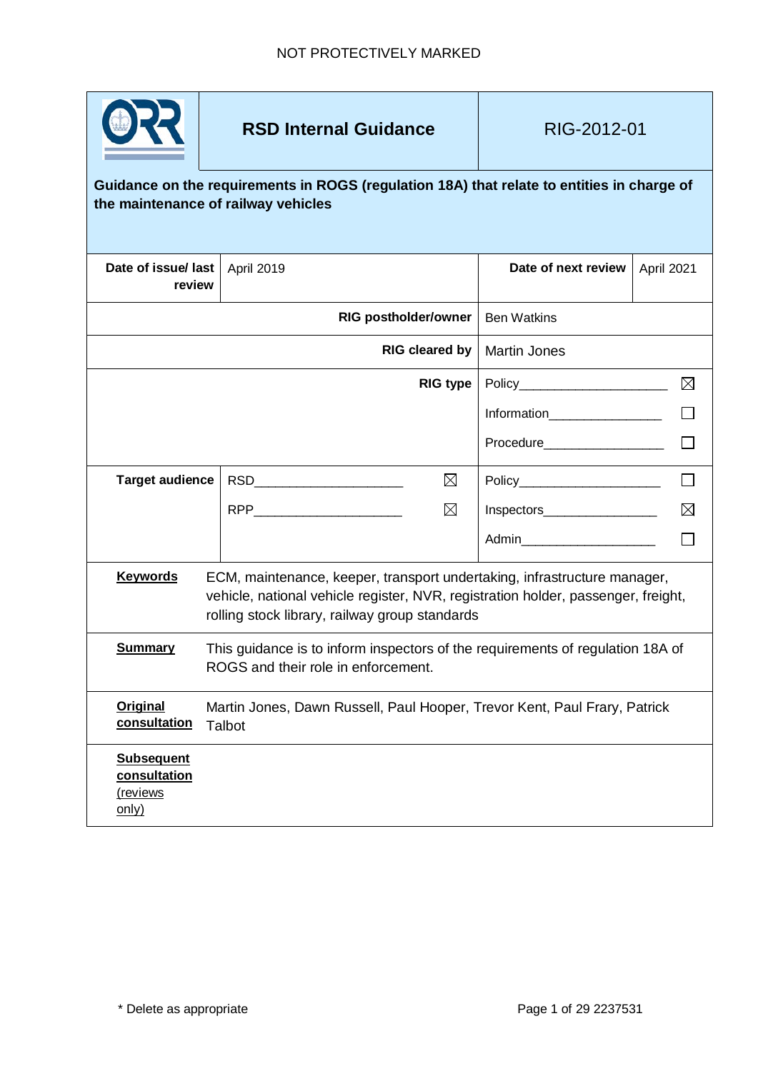NOT PROTECTIVELY MARKED

| | **RSD Internal Guidance** | RIG-2012-01 |
|---|---|---|

**Guidance on the requirements in ROGS (regulation 18A) that relate to entities in charge of the maintenance of railway vehicles**

| | | | |
|---|---|---|---|
| **Date of issue/ last review** | April 2019 | **Date of next review** | April 2021 |
| | **RIG postholder/owner** | Ben Watkins | |
| | **RIG cleared by** | Martin Jones | |
| | **RIG type** | Policy ☒<br>Information ☐<br>Procedure ☐ | |
| **Target audience** | RSD ☒<br>RPP ☒ | Policy ☐<br>Inspectors ☒<br>Admin ☐ | |

| | |
|---|---|
| **Keywords** | ECM, maintenance, keeper, transport undertaking, infrastructure manager, vehicle, national vehicle register, NVR, registration holder, passenger, freight, rolling stock library, railway group standards |
| **Summary** | This guidance is to inform inspectors of the requirements of regulation 18A of ROGS and their role in enforcement. |
| **Original consultation** | Martin Jones, Dawn Russell, Paul Hooper, Trevor Kent, Paul Frary, Patrick Talbot |
| **Subsequent consultation** (reviews only) | |

* Delete as appropriate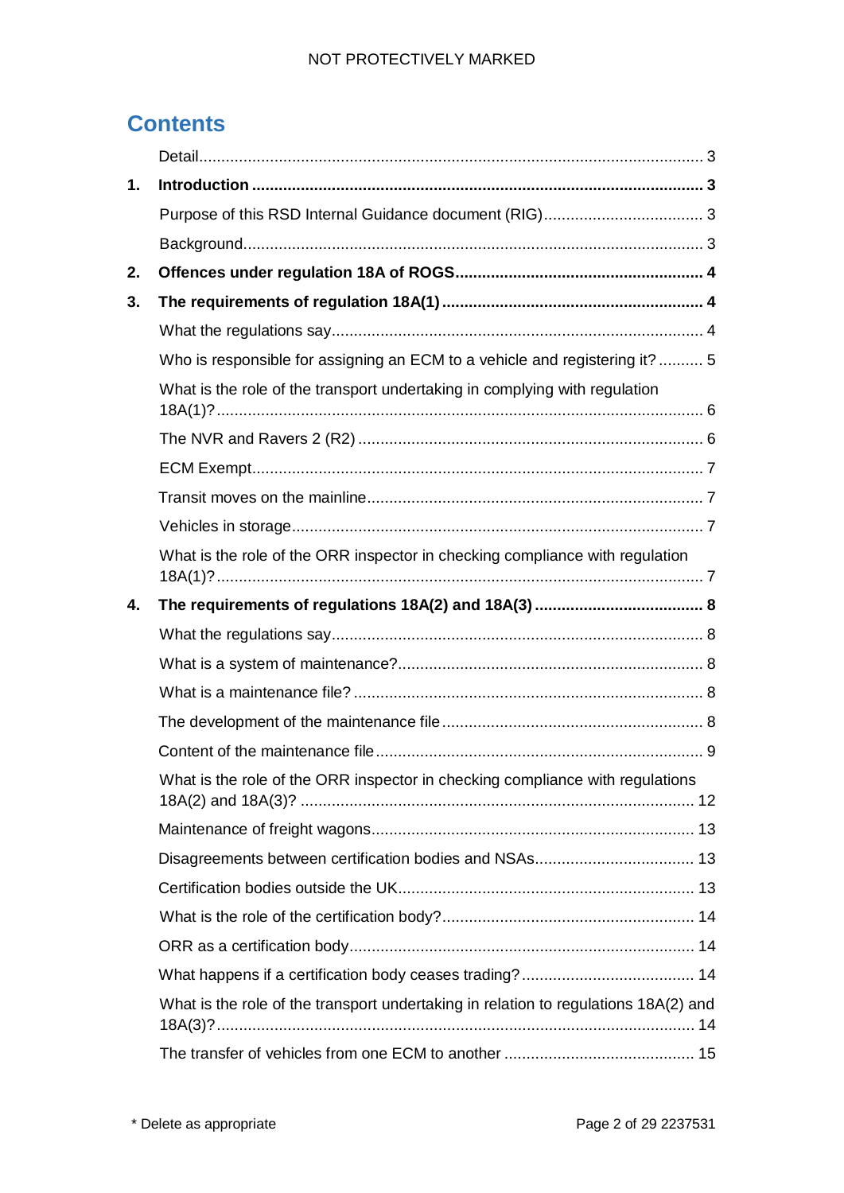# Contents

Detail ... 3

**1. Introduction ... 3**

Purpose of this RSD Internal Guidance document (RIG) ... 3

Background ... 3

**2. Offences under regulation 18A of ROGS ... 4**

**3. The requirements of regulation 18A(1) ... 4**

What the regulations say ... 4

Who is responsible for assigning an ECM to a vehicle and registering it? ... 5

What is the role of the transport undertaking in complying with regulation 18A(1)? ... 6

The NVR and Ravers 2 (R2) ... 6

ECM Exempt ... 7

Transit moves on the mainline ... 7

Vehicles in storage ... 7

What is the role of the ORR inspector in checking compliance with regulation 18A(1)? ... 7

**4. The requirements of regulations 18A(2) and 18A(3) ... 8**

What the regulations say ... 8

What is a system of maintenance? ... 8

What is a maintenance file? ... 8

The development of the maintenance file ... 8

Content of the maintenance file ... 9

What is the role of the ORR inspector in checking compliance with regulations 18A(2) and 18A(3)? ... 12

Maintenance of freight wagons ... 13

Disagreements between certification bodies and NSAs ... 13

Certification bodies outside the UK ... 13

What is the role of the certification body? ... 14

ORR as a certification body ... 14

What happens if a certification body ceases trading? ... 14

What is the role of the transport undertaking in relation to regulations 18A(2) and 18A(3)? ... 14

The transfer of vehicles from one ECM to another ... 15

\* Delete as appropriate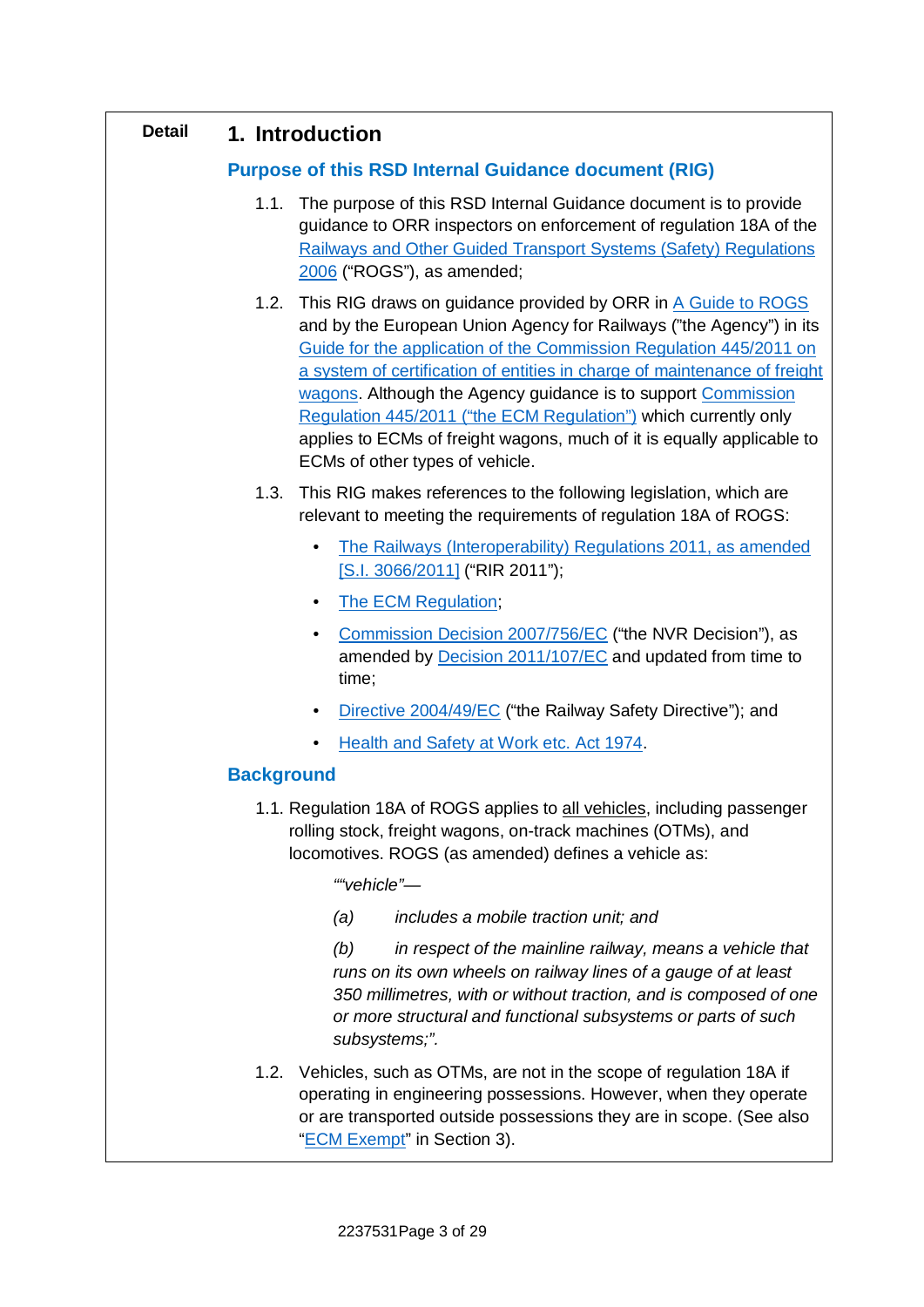**Detail**

# 1. Introduction

## Purpose of this RSD Internal Guidance document (RIG)

1.1. The purpose of this RSD Internal Guidance document is to provide guidance to ORR inspectors on enforcement of regulation 18A of the Railways and Other Guided Transport Systems (Safety) Regulations 2006 ("ROGS"), as amended;

1.2. This RIG draws on guidance provided by ORR in A Guide to ROGS and by the European Union Agency for Railways ("the Agency") in its Guide for the application of the Commission Regulation 445/2011 on a system of certification of entities in charge of maintenance of freight wagons. Although the Agency guidance is to support Commission Regulation 445/2011 ("the ECM Regulation") which currently only applies to ECMs of freight wagons, much of it is equally applicable to ECMs of other types of vehicle.

1.3. This RIG makes references to the following legislation, which are relevant to meeting the requirements of regulation 18A of ROGS:

- The Railways (Interoperability) Regulations 2011, as amended [S.I. 3066/2011] ("RIR 2011");
- The ECM Regulation;
- Commission Decision 2007/756/EC ("the NVR Decision"), as amended by Decision 2011/107/EC and updated from time to time;
- Directive 2004/49/EC ("the Railway Safety Directive"); and
- Health and Safety at Work etc. Act 1974.

## Background

1.1. Regulation 18A of ROGS applies to all vehicles, including passenger rolling stock, freight wagons, on-track machines (OTMs), and locomotives. ROGS (as amended) defines a vehicle as:

> *""vehicle"—*
>
> *(a) includes a mobile traction unit; and*
>
> *(b) in respect of the mainline railway, means a vehicle that runs on its own wheels on railway lines of a gauge of at least 350 millimetres, with or without traction, and is composed of one or more structural and functional subsystems or parts of such subsystems;".*

1.2. Vehicles, such as OTMs, are not in the scope of regulation 18A if operating in engineering possessions. However, when they operate or are transported outside possessions they are in scope. (See also "ECM Exempt" in Section 3).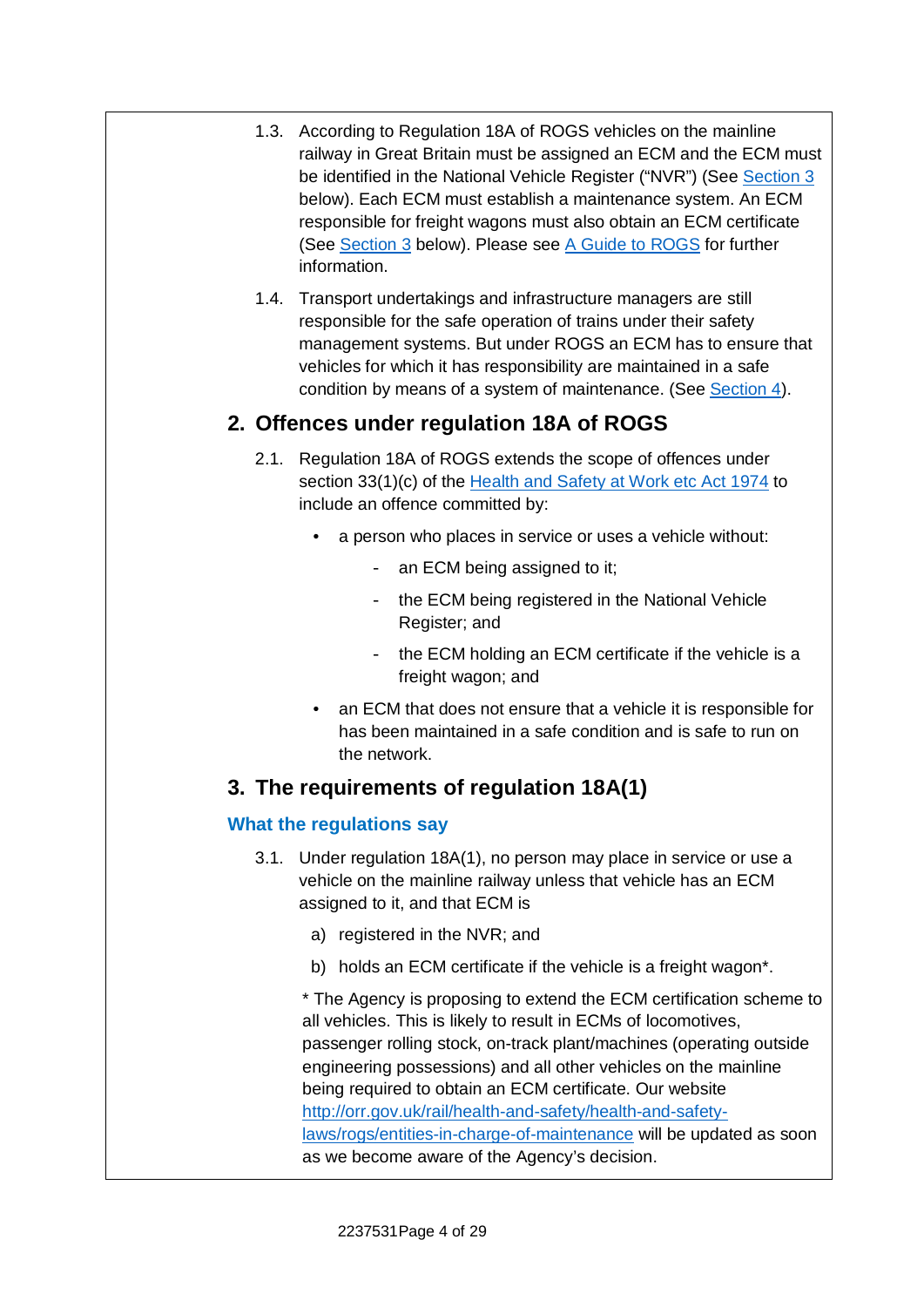1.3. According to Regulation 18A of ROGS vehicles on the mainline railway in Great Britain must be assigned an ECM and the ECM must be identified in the National Vehicle Register ("NVR") (See Section 3 below). Each ECM must establish a maintenance system. An ECM responsible for freight wagons must also obtain an ECM certificate (See Section 3 below). Please see A Guide to ROGS for further information.

1.4. Transport undertakings and infrastructure managers are still responsible for the safe operation of trains under their safety management systems. But under ROGS an ECM has to ensure that vehicles for which it has responsibility are maintained in a safe condition by means of a system of maintenance. (See Section 4).

## 2. Offences under regulation 18A of ROGS

2.1. Regulation 18A of ROGS extends the scope of offences under section 33(1)(c) of the Health and Safety at Work etc Act 1974 to include an offence committed by:

- a person who places in service or uses a vehicle without:
  - an ECM being assigned to it;
  - the ECM being registered in the National Vehicle Register; and
  - the ECM holding an ECM certificate if the vehicle is a freight wagon; and
- an ECM that does not ensure that a vehicle it is responsible for has been maintained in a safe condition and is safe to run on the network.

## 3. The requirements of regulation 18A(1)

### What the regulations say

3.1. Under regulation 18A(1), no person may place in service or use a vehicle on the mainline railway unless that vehicle has an ECM assigned to it, and that ECM is

a) registered in the NVR; and

b) holds an ECM certificate if the vehicle is a freight wagon*.

* The Agency is proposing to extend the ECM certification scheme to all vehicles. This is likely to result in ECMs of locomotives, passenger rolling stock, on-track plant/machines (operating outside engineering possessions) and all other vehicles on the mainline being required to obtain an ECM certificate. Our website http://orr.gov.uk/rail/health-and-safety/health-and-safety-laws/rogs/entities-in-charge-of-maintenance will be updated as soon as we become aware of the Agency's decision.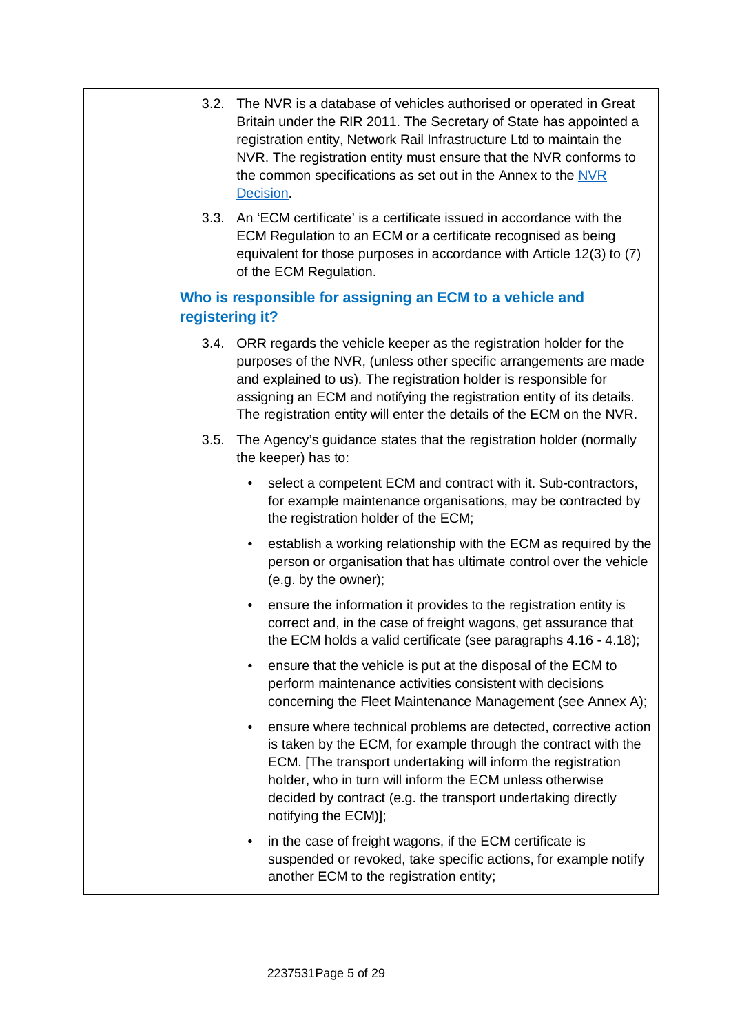3.2. The NVR is a database of vehicles authorised or operated in Great Britain under the RIR 2011. The Secretary of State has appointed a registration entity, Network Rail Infrastructure Ltd to maintain the NVR. The registration entity must ensure that the NVR conforms to the common specifications as set out in the Annex to the NVR Decision.

3.3. An 'ECM certificate' is a certificate issued in accordance with the ECM Regulation to an ECM or a certificate recognised as being equivalent for those purposes in accordance with Article 12(3) to (7) of the ECM Regulation.

## Who is responsible for assigning an ECM to a vehicle and registering it?

3.4. ORR regards the vehicle keeper as the registration holder for the purposes of the NVR, (unless other specific arrangements are made and explained to us). The registration holder is responsible for assigning an ECM and notifying the registration entity of its details. The registration entity will enter the details of the ECM on the NVR.

3.5. The Agency's guidance states that the registration holder (normally the keeper) has to:

- select a competent ECM and contract with it. Sub-contractors, for example maintenance organisations, may be contracted by the registration holder of the ECM;
- establish a working relationship with the ECM as required by the person or organisation that has ultimate control over the vehicle (e.g. by the owner);
- ensure the information it provides to the registration entity is correct and, in the case of freight wagons, get assurance that the ECM holds a valid certificate (see paragraphs 4.16 - 4.18);
- ensure that the vehicle is put at the disposal of the ECM to perform maintenance activities consistent with decisions concerning the Fleet Maintenance Management (see Annex A);
- ensure where technical problems are detected, corrective action is taken by the ECM, for example through the contract with the ECM. [The transport undertaking will inform the registration holder, who in turn will inform the ECM unless otherwise decided by contract (e.g. the transport undertaking directly notifying the ECM)];
- in the case of freight wagons, if the ECM certificate is suspended or revoked, take specific actions, for example notify another ECM to the registration entity;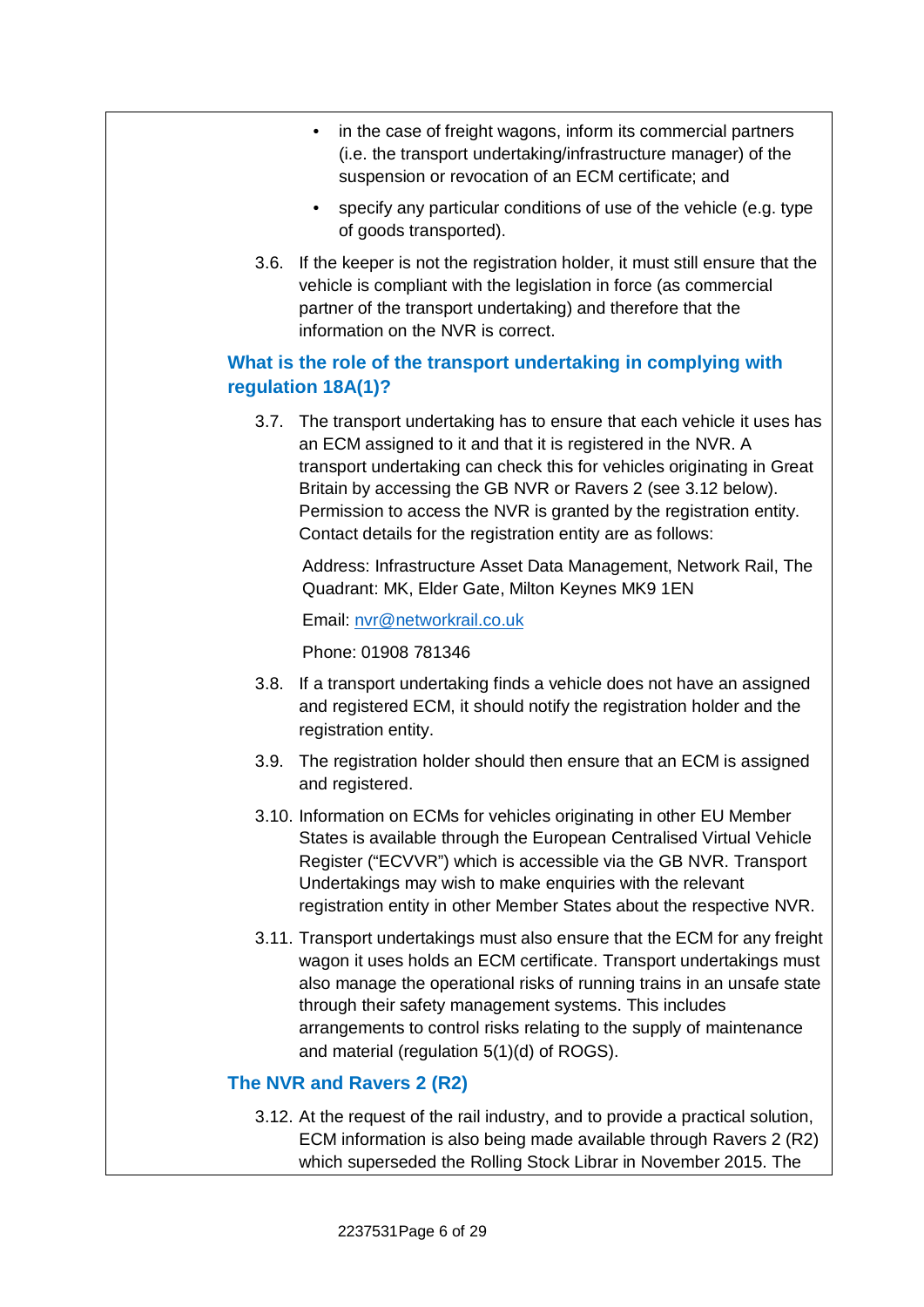- in the case of freight wagons, inform its commercial partners (i.e. the transport undertaking/infrastructure manager) of the suspension or revocation of an ECM certificate; and
- specify any particular conditions of use of the vehicle (e.g. type of goods transported).

3.6. If the keeper is not the registration holder, it must still ensure that the vehicle is compliant with the legislation in force (as commercial partner of the transport undertaking) and therefore that the information on the NVR is correct.

## What is the role of the transport undertaking in complying with regulation 18A(1)?

3.7. The transport undertaking has to ensure that each vehicle it uses has an ECM assigned to it and that it is registered in the NVR. A transport undertaking can check this for vehicles originating in Great Britain by accessing the GB NVR or Ravers 2 (see 3.12 below). Permission to access the NVR is granted by the registration entity. Contact details for the registration entity are as follows:

Address: Infrastructure Asset Data Management, Network Rail, The Quadrant: MK, Elder Gate, Milton Keynes MK9 1EN

Email: nvr@networkrail.co.uk

Phone: 01908 781346

3.8. If a transport undertaking finds a vehicle does not have an assigned and registered ECM, it should notify the registration holder and the registration entity.

3.9. The registration holder should then ensure that an ECM is assigned and registered.

3.10. Information on ECMs for vehicles originating in other EU Member States is available through the European Centralised Virtual Vehicle Register ("ECVVR") which is accessible via the GB NVR. Transport Undertakings may wish to make enquiries with the relevant registration entity in other Member States about the respective NVR.

3.11. Transport undertakings must also ensure that the ECM for any freight wagon it uses holds an ECM certificate. Transport undertakings must also manage the operational risks of running trains in an unsafe state through their safety management systems. This includes arrangements to control risks relating to the supply of maintenance and material (regulation 5(1)(d) of ROGS).

## The NVR and Ravers 2 (R2)

3.12. At the request of the rail industry, and to provide a practical solution, ECM information is also being made available through Ravers 2 (R2) which superseded the Rolling Stock Librar in November 2015. The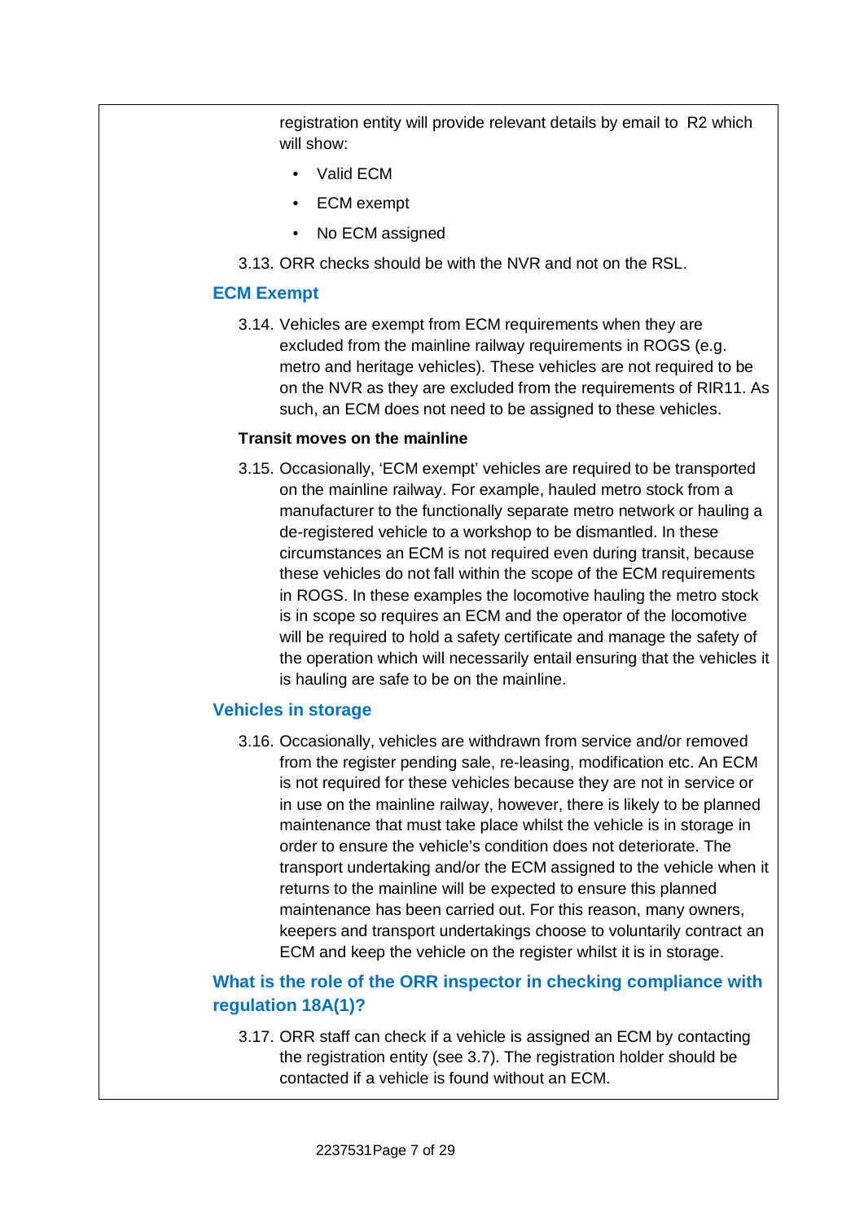registration entity will provide relevant details by email to R2 which will show:

- Valid ECM
- ECM exempt
- No ECM assigned

3.13. ORR checks should be with the NVR and not on the RSL.

## ECM Exempt

3.14. Vehicles are exempt from ECM requirements when they are excluded from the mainline railway requirements in ROGS (e.g. metro and heritage vehicles). These vehicles are not required to be on the NVR as they are excluded from the requirements of RIR11. As such, an ECM does not need to be assigned to these vehicles.

**Transit moves on the mainline**

3.15. Occasionally, 'ECM exempt' vehicles are required to be transported on the mainline railway. For example, hauled metro stock from a manufacturer to the functionally separate metro network or hauling a de-registered vehicle to a workshop to be dismantled. In these circumstances an ECM is not required even during transit, because these vehicles do not fall within the scope of the ECM requirements in ROGS. In these examples the locomotive hauling the metro stock is in scope so requires an ECM and the operator of the locomotive will be required to hold a safety certificate and manage the safety of the operation which will necessarily entail ensuring that the vehicles it is hauling are safe to be on the mainline.

## Vehicles in storage

3.16. Occasionally, vehicles are withdrawn from service and/or removed from the register pending sale, re-leasing, modification etc. An ECM is not required for these vehicles because they are not in service or in use on the mainline railway, however, there is likely to be planned maintenance that must take place whilst the vehicle is in storage in order to ensure the vehicle's condition does not deteriorate. The transport undertaking and/or the ECM assigned to the vehicle when it returns to the mainline will be expected to ensure this planned maintenance has been carried out. For this reason, many owners, keepers and transport undertakings choose to voluntarily contract an ECM and keep the vehicle on the register whilst it is in storage.

## What is the role of the ORR inspector in checking compliance with regulation 18A(1)?

3.17. ORR staff can check if a vehicle is assigned an ECM by contacting the registration entity (see 3.7). The registration holder should be contacted if a vehicle is found without an ECM.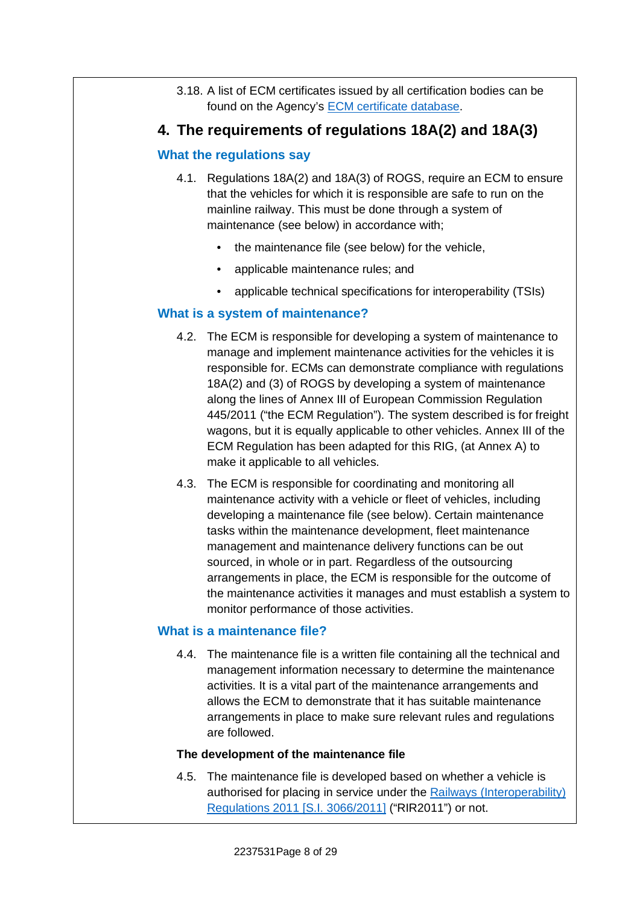3.18. A list of ECM certificates issued by all certification bodies can be found on the Agency's ECM certificate database.

## 4. The requirements of regulations 18A(2) and 18A(3)

### What the regulations say

4.1. Regulations 18A(2) and 18A(3) of ROGS, require an ECM to ensure that the vehicles for which it is responsible are safe to run on the mainline railway. This must be done through a system of maintenance (see below) in accordance with;

- the maintenance file (see below) for the vehicle,
- applicable maintenance rules; and
- applicable technical specifications for interoperability (TSIs)

### What is a system of maintenance?

4.2. The ECM is responsible for developing a system of maintenance to manage and implement maintenance activities for the vehicles it is responsible for. ECMs can demonstrate compliance with regulations 18A(2) and (3) of ROGS by developing a system of maintenance along the lines of Annex III of European Commission Regulation 445/2011 ("the ECM Regulation"). The system described is for freight wagons, but it is equally applicable to other vehicles. Annex III of the ECM Regulation has been adapted for this RIG, (at Annex A) to make it applicable to all vehicles.

4.3. The ECM is responsible for coordinating and monitoring all maintenance activity with a vehicle or fleet of vehicles, including developing a maintenance file (see below). Certain maintenance tasks within the maintenance development, fleet maintenance management and maintenance delivery functions can be out sourced, in whole or in part. Regardless of the outsourcing arrangements in place, the ECM is responsible for the outcome of the maintenance activities it manages and must establish a system to monitor performance of those activities.

### What is a maintenance file?

4.4. The maintenance file is a written file containing all the technical and management information necessary to determine the maintenance activities. It is a vital part of the maintenance arrangements and allows the ECM to demonstrate that it has suitable maintenance arrangements in place to make sure relevant rules and regulations are followed.

**The development of the maintenance file**

4.5. The maintenance file is developed based on whether a vehicle is authorised for placing in service under the Railways (Interoperability) Regulations 2011 [S.I. 3066/2011] ("RIR2011") or not.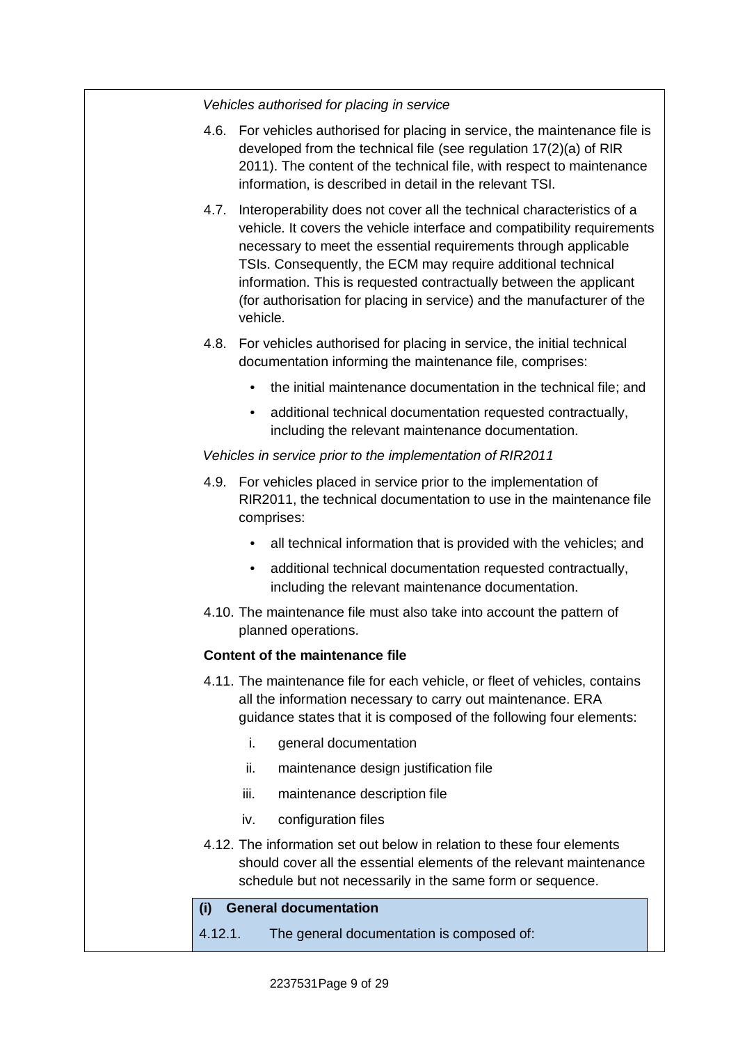*Vehicles authorised for placing in service*

4.6. For vehicles authorised for placing in service, the maintenance file is developed from the technical file (see regulation 17(2)(a) of RIR 2011). The content of the technical file, with respect to maintenance information, is described in detail in the relevant TSI.

4.7. Interoperability does not cover all the technical characteristics of a vehicle. It covers the vehicle interface and compatibility requirements necessary to meet the essential requirements through applicable TSIs. Consequently, the ECM may require additional technical information. This is requested contractually between the applicant (for authorisation for placing in service) and the manufacturer of the vehicle.

4.8. For vehicles authorised for placing in service, the initial technical documentation informing the maintenance file, comprises:

- the initial maintenance documentation in the technical file; and
- additional technical documentation requested contractually, including the relevant maintenance documentation.

*Vehicles in service prior to the implementation of RIR2011*

4.9. For vehicles placed in service prior to the implementation of RIR2011, the technical documentation to use in the maintenance file comprises:

- all technical information that is provided with the vehicles; and
- additional technical documentation requested contractually, including the relevant maintenance documentation.

4.10. The maintenance file must also take into account the pattern of planned operations.

**Content of the maintenance file**

4.11. The maintenance file for each vehicle, or fleet of vehicles, contains all the information necessary to carry out maintenance. ERA guidance states that it is composed of the following four elements:

i. general documentation

ii. maintenance design justification file

iii. maintenance description file

iv. configuration files

4.12. The information set out below in relation to these four elements should cover all the essential elements of the relevant maintenance schedule but not necessarily in the same form or sequence.

**(i) General documentation**

4.12.1. The general documentation is composed of: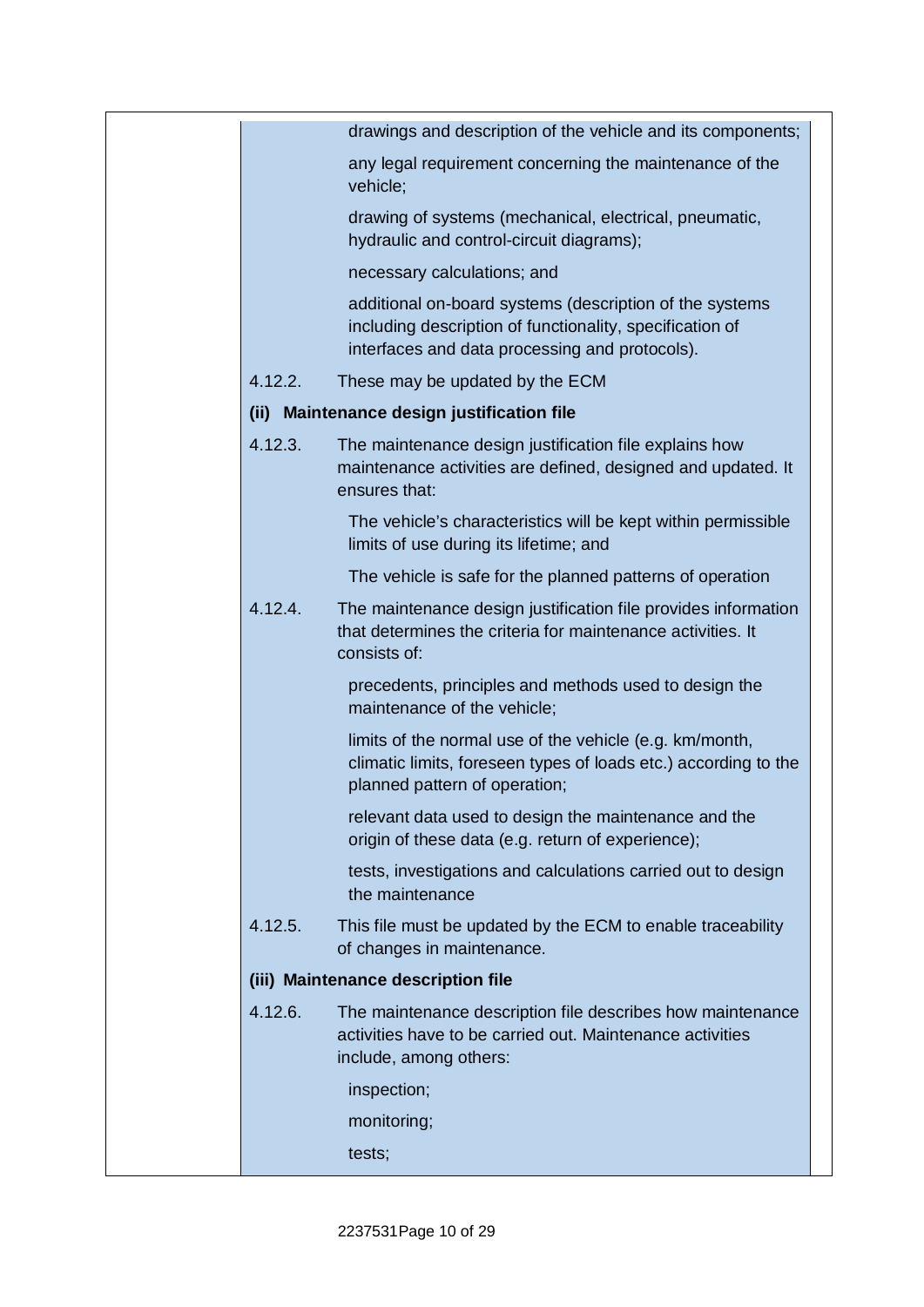drawings and description of the vehicle and its components;

any legal requirement concerning the maintenance of the vehicle;

drawing of systems (mechanical, electrical, pneumatic, hydraulic and control-circuit diagrams);

necessary calculations; and

additional on-board systems (description of the systems including description of functionality, specification of interfaces and data processing and protocols).

4.12.2. These may be updated by the ECM

**(ii) Maintenance design justification file**

4.12.3. The maintenance design justification file explains how maintenance activities are defined, designed and updated. It ensures that:

The vehicle's characteristics will be kept within permissible limits of use during its lifetime; and

The vehicle is safe for the planned patterns of operation

4.12.4. The maintenance design justification file provides information that determines the criteria for maintenance activities. It consists of:

precedents, principles and methods used to design the maintenance of the vehicle;

limits of the normal use of the vehicle (e.g. km/month, climatic limits, foreseen types of loads etc.) according to the planned pattern of operation;

relevant data used to design the maintenance and the origin of these data (e.g. return of experience);

tests, investigations and calculations carried out to design the maintenance

4.12.5. This file must be updated by the ECM to enable traceability of changes in maintenance.

**(iii) Maintenance description file**

4.12.6. The maintenance description file describes how maintenance activities have to be carried out. Maintenance activities include, among others:

inspection;

monitoring;

tests;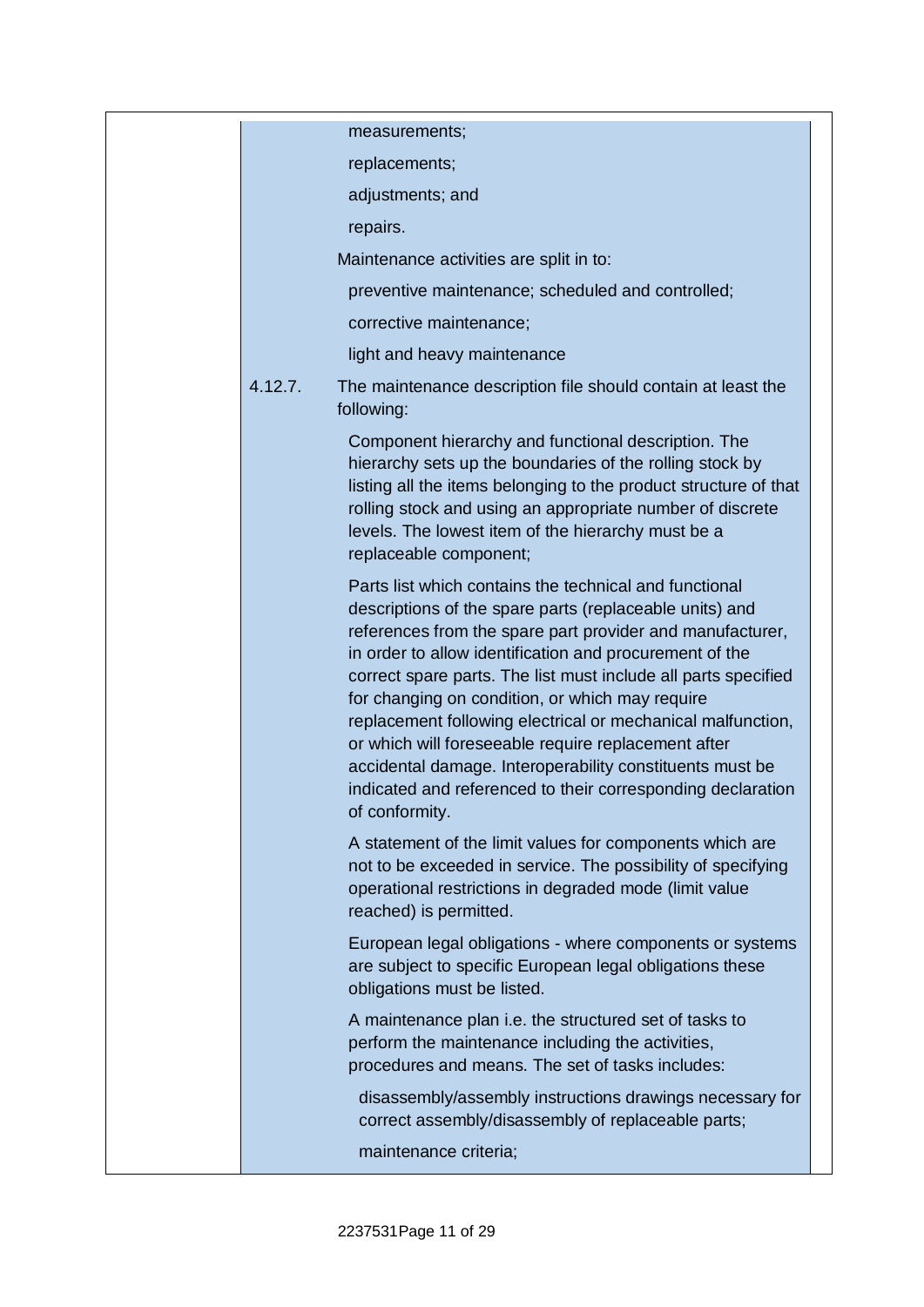- measurements;
- replacements;
- adjustments; and
- repairs.

Maintenance activities are split in to:

- preventive maintenance; scheduled and controlled;
- corrective maintenance;
- light and heavy maintenance

4.12.7. The maintenance description file should contain at least the following:

- Component hierarchy and functional description. The hierarchy sets up the boundaries of the rolling stock by listing all the items belonging to the product structure of that rolling stock and using an appropriate number of discrete levels. The lowest item of the hierarchy must be a replaceable component;

- Parts list which contains the technical and functional descriptions of the spare parts (replaceable units) and references from the spare part provider and manufacturer, in order to allow identification and procurement of the correct spare parts. The list must include all parts specified for changing on condition, or which may require replacement following electrical or mechanical malfunction, or which will foreseeable require replacement after accidental damage. Interoperability constituents must be indicated and referenced to their corresponding declaration of conformity.

- A statement of the limit values for components which are not to be exceeded in service. The possibility of specifying operational restrictions in degraded mode (limit value reached) is permitted.

- European legal obligations - where components or systems are subject to specific European legal obligations these obligations must be listed.

- A maintenance plan i.e. the structured set of tasks to perform the maintenance including the activities, procedures and means. The set of tasks includes:

  - disassembly/assembly instructions drawings necessary for correct assembly/disassembly of replaceable parts;
  - maintenance criteria;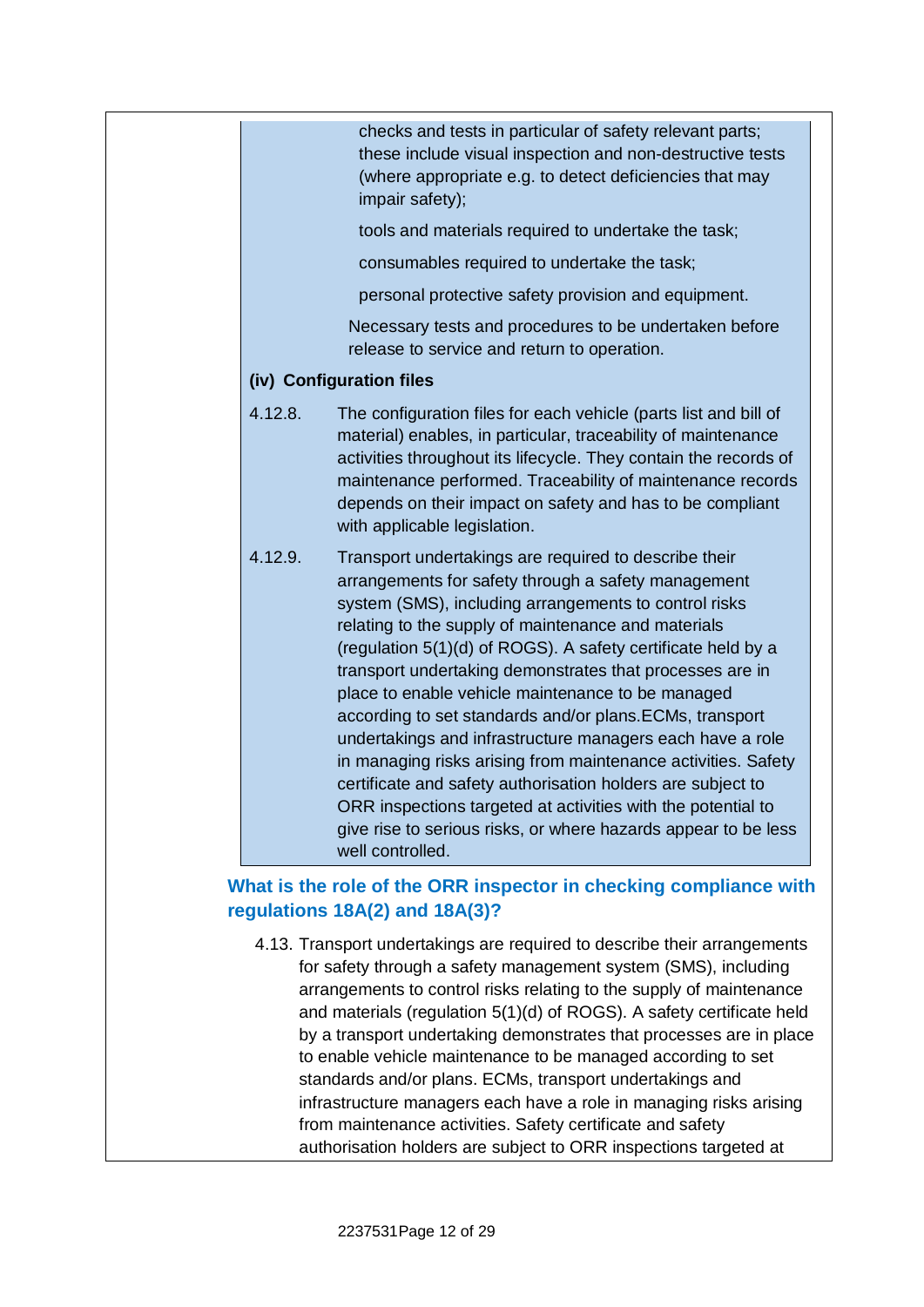checks and tests in particular of safety relevant parts; these include visual inspection and non-destructive tests (where appropriate e.g. to detect deficiencies that may impair safety);

tools and materials required to undertake the task;

consumables required to undertake the task;

personal protective safety provision and equipment.

Necessary tests and procedures to be undertaken before release to service and return to operation.

**(iv) Configuration files**

4.12.8. The configuration files for each vehicle (parts list and bill of material) enables, in particular, traceability of maintenance activities throughout its lifecycle. They contain the records of maintenance performed. Traceability of maintenance records depends on their impact on safety and has to be compliant with applicable legislation.

4.12.9. Transport undertakings are required to describe their arrangements for safety through a safety management system (SMS), including arrangements to control risks relating to the supply of maintenance and materials (regulation 5(1)(d) of ROGS). A safety certificate held by a transport undertaking demonstrates that processes are in place to enable vehicle maintenance to be managed according to set standards and/or plans.ECMs, transport undertakings and infrastructure managers each have a role in managing risks arising from maintenance activities. Safety certificate and safety authorisation holders are subject to ORR inspections targeted at activities with the potential to give rise to serious risks, or where hazards appear to be less well controlled.

## What is the role of the ORR inspector in checking compliance with regulations 18A(2) and 18A(3)?

4.13. Transport undertakings are required to describe their arrangements for safety through a safety management system (SMS), including arrangements to control risks relating to the supply of maintenance and materials (regulation 5(1)(d) of ROGS). A safety certificate held by a transport undertaking demonstrates that processes are in place to enable vehicle maintenance to be managed according to set standards and/or plans. ECMs, transport undertakings and infrastructure managers each have a role in managing risks arising from maintenance activities. Safety certificate and safety authorisation holders are subject to ORR inspections targeted at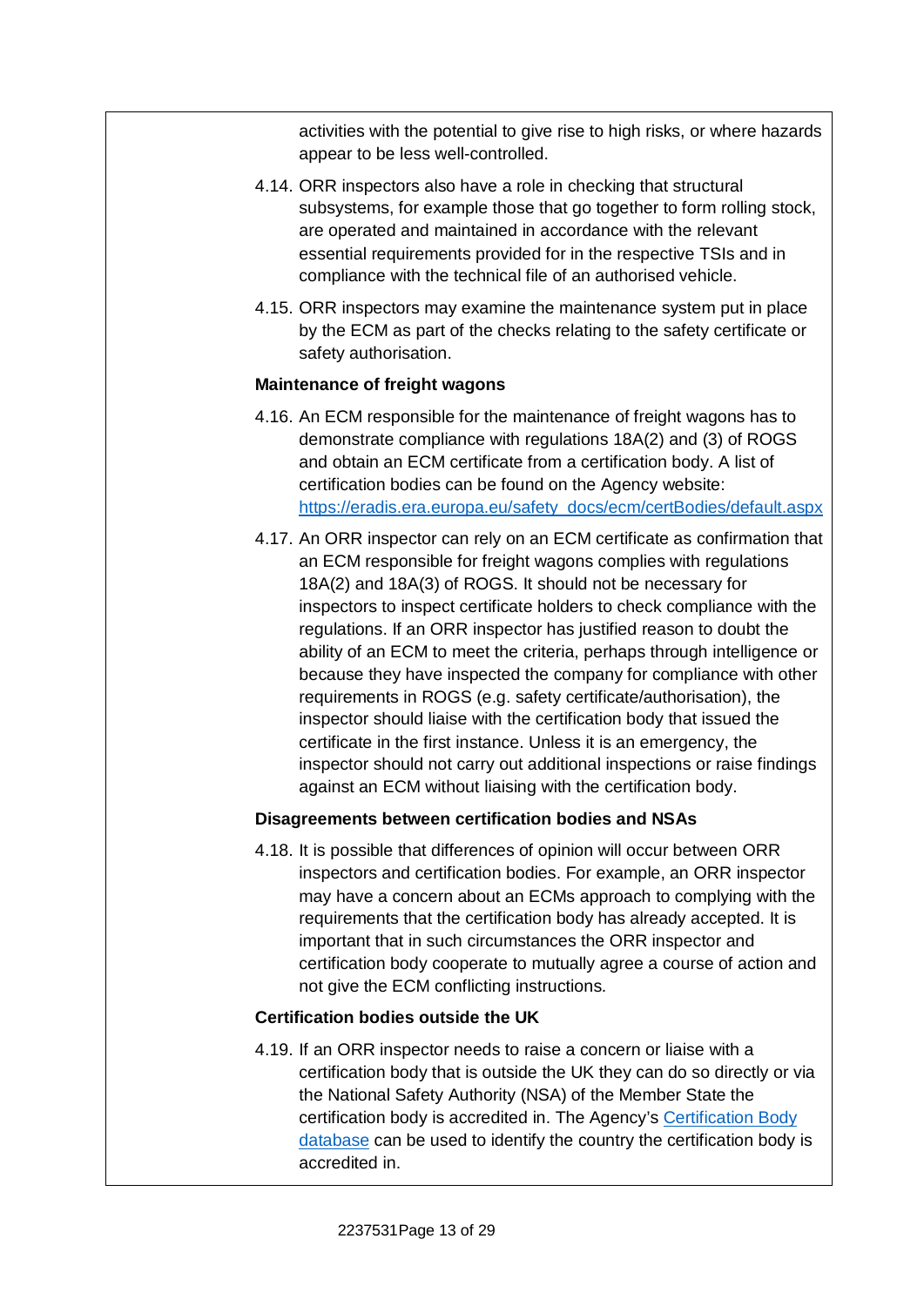activities with the potential to give rise to high risks, or where hazards appear to be less well-controlled.

4.14. ORR inspectors also have a role in checking that structural subsystems, for example those that go together to form rolling stock, are operated and maintained in accordance with the relevant essential requirements provided for in the respective TSIs and in compliance with the technical file of an authorised vehicle.

4.15. ORR inspectors may examine the maintenance system put in place by the ECM as part of the checks relating to the safety certificate or safety authorisation.

**Maintenance of freight wagons**

4.16. An ECM responsible for the maintenance of freight wagons has to demonstrate compliance with regulations 18A(2) and (3) of ROGS and obtain an ECM certificate from a certification body. A list of certification bodies can be found on the Agency website: [https://eradis.era.europa.eu/safety_docs/ecm/certBodies/default.aspx](https://eradis.era.europa.eu/safety_docs/ecm/certBodies/default.aspx)

4.17. An ORR inspector can rely on an ECM certificate as confirmation that an ECM responsible for freight wagons complies with regulations 18A(2) and 18A(3) of ROGS. It should not be necessary for inspectors to inspect certificate holders to check compliance with the regulations. If an ORR inspector has justified reason to doubt the ability of an ECM to meet the criteria, perhaps through intelligence or because they have inspected the company for compliance with other requirements in ROGS (e.g. safety certificate/authorisation), the inspector should liaise with the certification body that issued the certificate in the first instance. Unless it is an emergency, the inspector should not carry out additional inspections or raise findings against an ECM without liaising with the certification body.

**Disagreements between certification bodies and NSAs**

4.18. It is possible that differences of opinion will occur between ORR inspectors and certification bodies. For example, an ORR inspector may have a concern about an ECMs approach to complying with the requirements that the certification body has already accepted. It is important that in such circumstances the ORR inspector and certification body cooperate to mutually agree a course of action and not give the ECM conflicting instructions.

**Certification bodies outside the UK**

4.19. If an ORR inspector needs to raise a concern or liaise with a certification body that is outside the UK they can do so directly or via the National Safety Authority (NSA) of the Member State the certification body is accredited in. The Agency's Certification Body database can be used to identify the country the certification body is accredited in.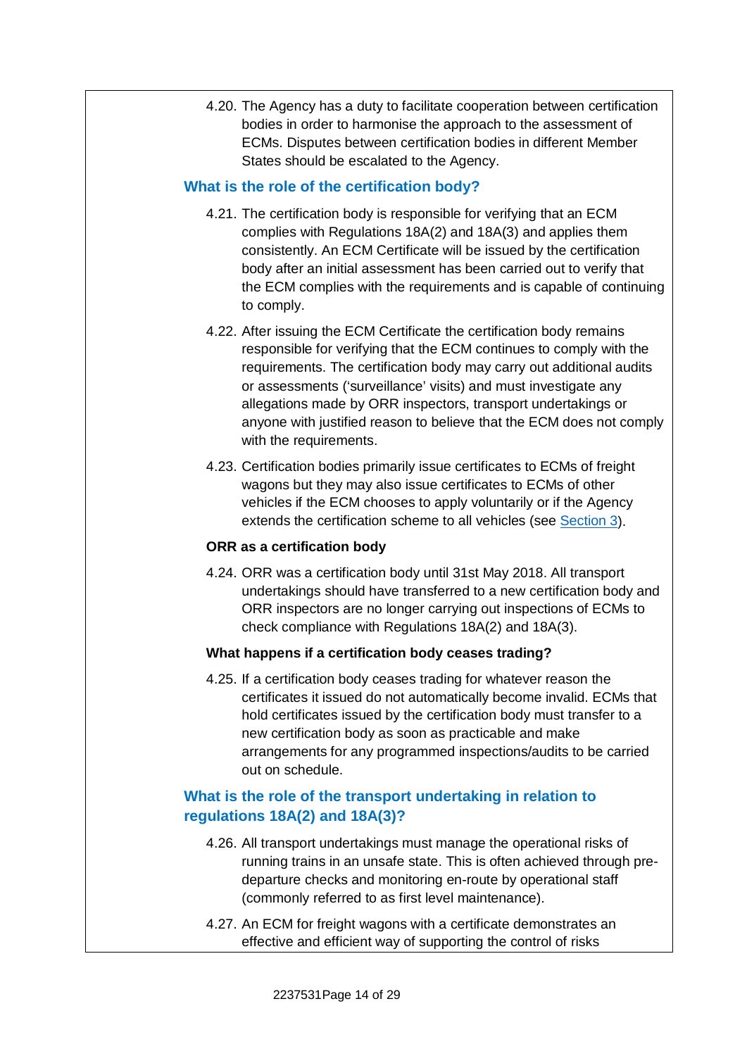4.20. The Agency has a duty to facilitate cooperation between certification bodies in order to harmonise the approach to the assessment of ECMs. Disputes between certification bodies in different Member States should be escalated to the Agency.

## What is the role of the certification body?

4.21. The certification body is responsible for verifying that an ECM complies with Regulations 18A(2) and 18A(3) and applies them consistently. An ECM Certificate will be issued by the certification body after an initial assessment has been carried out to verify that the ECM complies with the requirements and is capable of continuing to comply.

4.22. After issuing the ECM Certificate the certification body remains responsible for verifying that the ECM continues to comply with the requirements. The certification body may carry out additional audits or assessments ('surveillance' visits) and must investigate any allegations made by ORR inspectors, transport undertakings or anyone with justified reason to believe that the ECM does not comply with the requirements.

4.23. Certification bodies primarily issue certificates to ECMs of freight wagons but they may also issue certificates to ECMs of other vehicles if the ECM chooses to apply voluntarily or if the Agency extends the certification scheme to all vehicles (see Section 3).

### ORR as a certification body

4.24. ORR was a certification body until 31st May 2018. All transport undertakings should have transferred to a new certification body and ORR inspectors are no longer carrying out inspections of ECMs to check compliance with Regulations 18A(2) and 18A(3).

### What happens if a certification body ceases trading?

4.25. If a certification body ceases trading for whatever reason the certificates it issued do not automatically become invalid. ECMs that hold certificates issued by the certification body must transfer to a new certification body as soon as practicable and make arrangements for any programmed inspections/audits to be carried out on schedule.

## What is the role of the transport undertaking in relation to regulations 18A(2) and 18A(3)?

4.26. All transport undertakings must manage the operational risks of running trains in an unsafe state. This is often achieved through pre-departure checks and monitoring en-route by operational staff (commonly referred to as first level maintenance).

4.27. An ECM for freight wagons with a certificate demonstrates an effective and efficient way of supporting the control of risks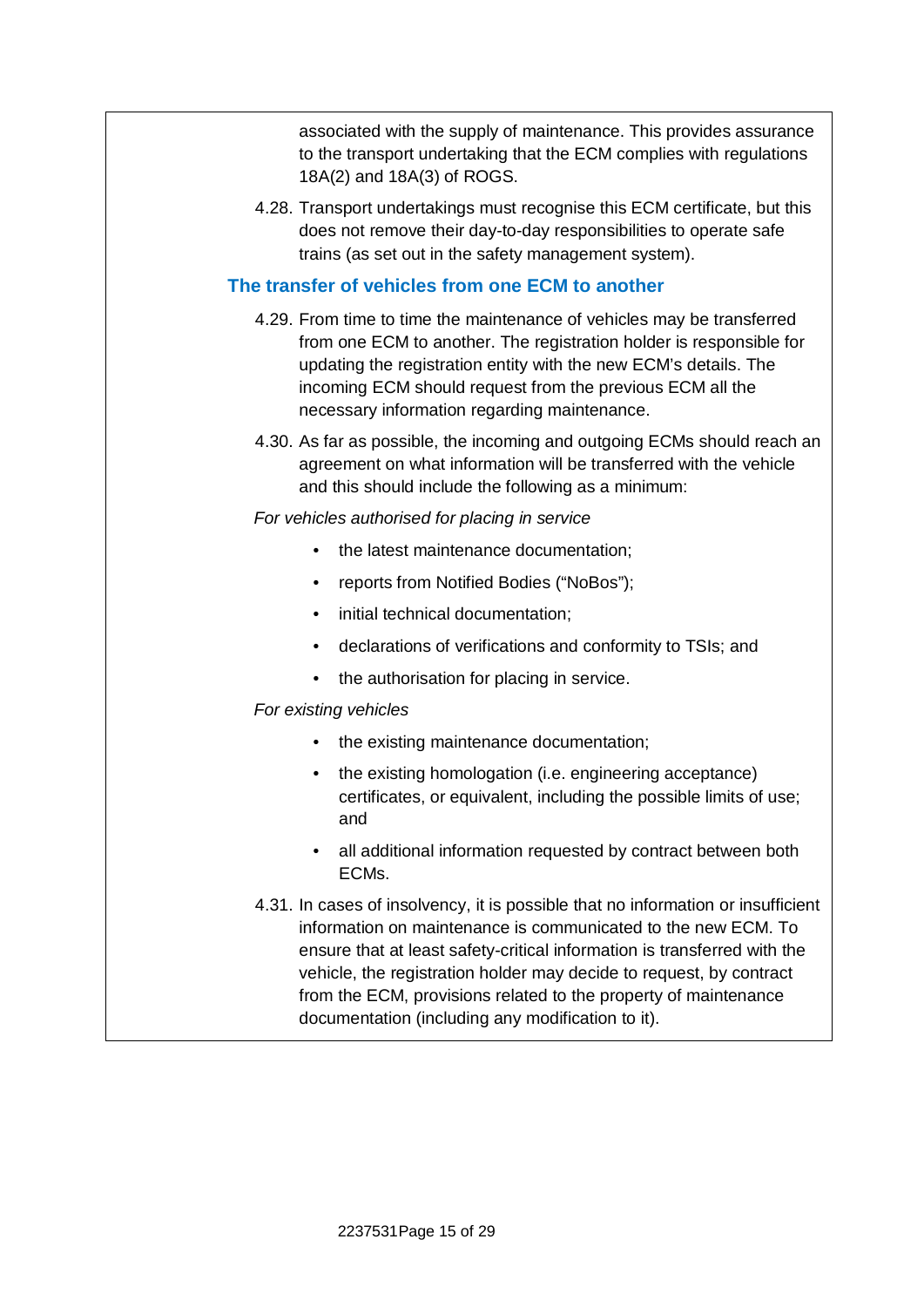associated with the supply of maintenance. This provides assurance to the transport undertaking that the ECM complies with regulations 18A(2) and 18A(3) of ROGS.

4.28. Transport undertakings must recognise this ECM certificate, but this does not remove their day-to-day responsibilities to operate safe trains (as set out in the safety management system).

## The transfer of vehicles from one ECM to another

4.29. From time to time the maintenance of vehicles may be transferred from one ECM to another. The registration holder is responsible for updating the registration entity with the new ECM's details. The incoming ECM should request from the previous ECM all the necessary information regarding maintenance.

4.30. As far as possible, the incoming and outgoing ECMs should reach an agreement on what information will be transferred with the vehicle and this should include the following as a minimum:

*For vehicles authorised for placing in service*

- the latest maintenance documentation;
- reports from Notified Bodies ("NoBos");
- initial technical documentation;
- declarations of verifications and conformity to TSIs; and
- the authorisation for placing in service.

*For existing vehicles*

- the existing maintenance documentation;
- the existing homologation (i.e. engineering acceptance) certificates, or equivalent, including the possible limits of use; and
- all additional information requested by contract between both ECMs.

4.31. In cases of insolvency, it is possible that no information or insufficient information on maintenance is communicated to the new ECM. To ensure that at least safety-critical information is transferred with the vehicle, the registration holder may decide to request, by contract from the ECM, provisions related to the property of maintenance documentation (including any modification to it).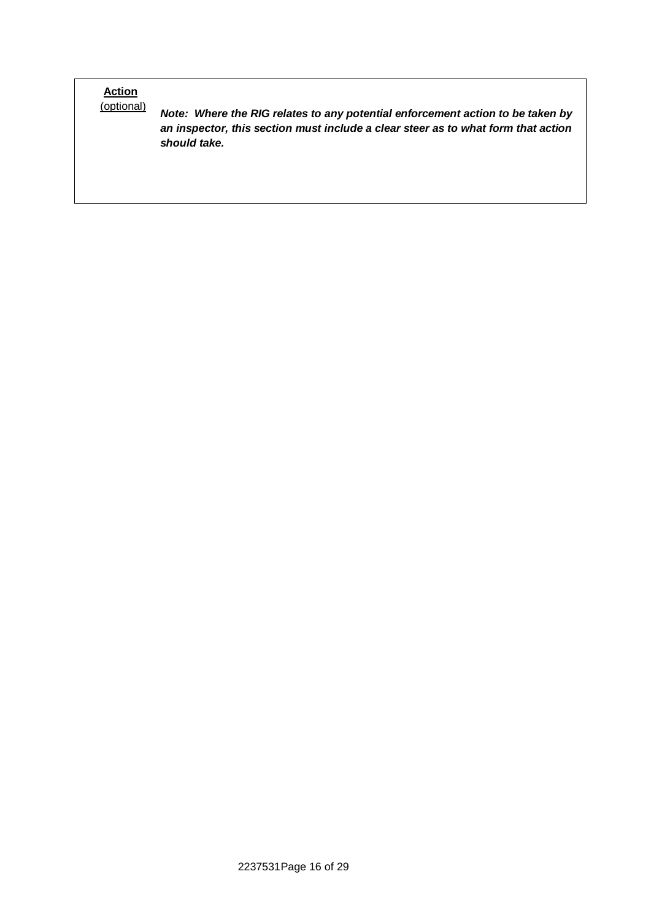| **Action** (optional) | ***Note: Where the RIG relates to any potential enforcement action to be taken by an inspector, this section must include a clear steer as to what form that action should take.*** |
| --- | --- |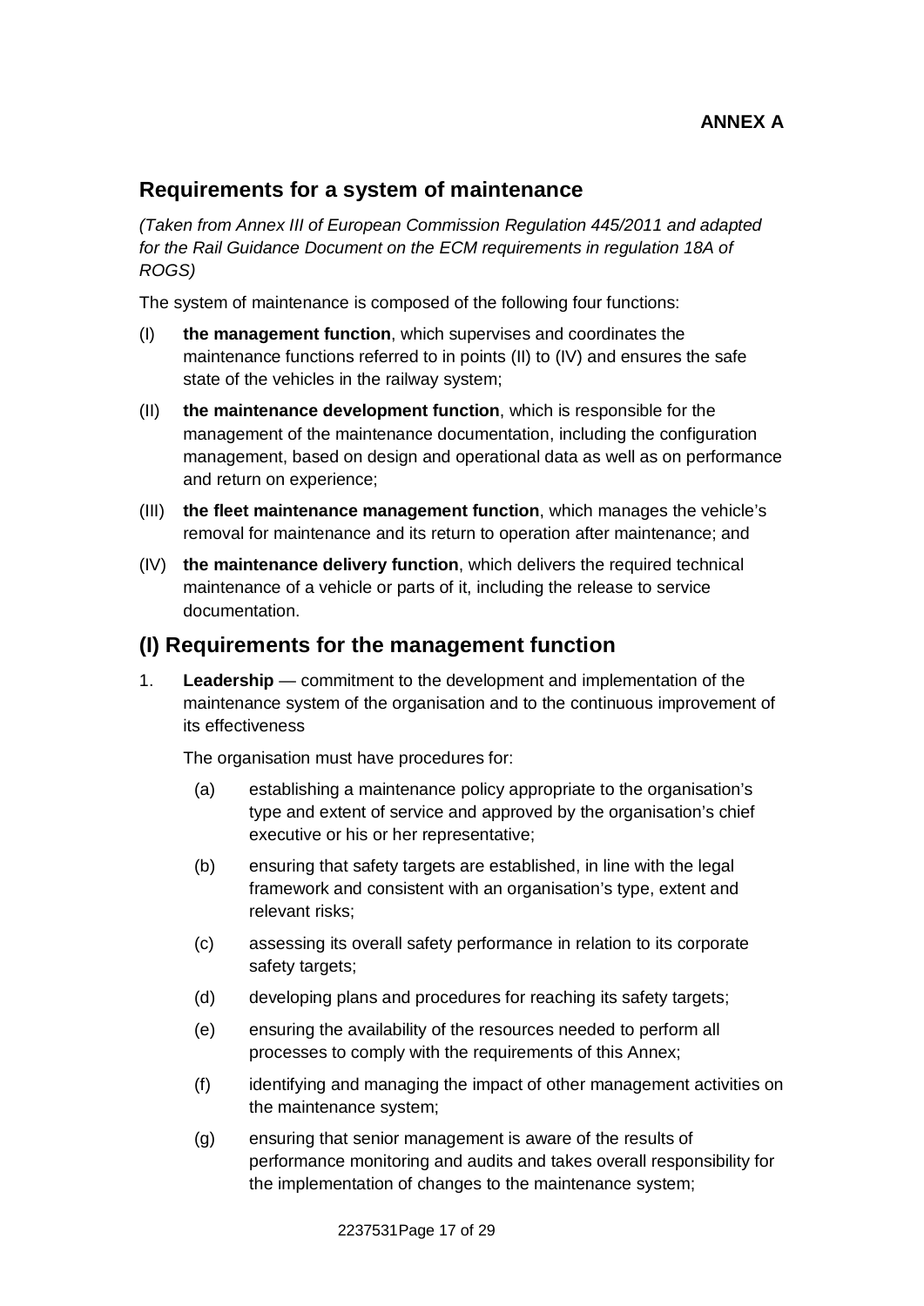**ANNEX A**

## Requirements for a system of maintenance

*(Taken from Annex III of European Commission Regulation 445/2011 and adapted for the Rail Guidance Document on the ECM requirements in regulation 18A of ROGS)*

The system of maintenance is composed of the following four functions:

(I) **the management function**, which supervises and coordinates the maintenance functions referred to in points (II) to (IV) and ensures the safe state of the vehicles in the railway system;

(II) **the maintenance development function**, which is responsible for the management of the maintenance documentation, including the configuration management, based on design and operational data as well as on performance and return on experience;

(III) **the fleet maintenance management function**, which manages the vehicle's removal for maintenance and its return to operation after maintenance; and

(IV) **the maintenance delivery function**, which delivers the required technical maintenance of a vehicle or parts of it, including the release to service documentation.

## (I) Requirements for the management function

1. **Leadership** — commitment to the development and implementation of the maintenance system of the organisation and to the continuous improvement of its effectiveness

   The organisation must have procedures for:

   (a) establishing a maintenance policy appropriate to the organisation's type and extent of service and approved by the organisation's chief executive or his or her representative;

   (b) ensuring that safety targets are established, in line with the legal framework and consistent with an organisation's type, extent and relevant risks;

   (c) assessing its overall safety performance in relation to its corporate safety targets;

   (d) developing plans and procedures for reaching its safety targets;

   (e) ensuring the availability of the resources needed to perform all processes to comply with the requirements of this Annex;

   (f) identifying and managing the impact of other management activities on the maintenance system;

   (g) ensuring that senior management is aware of the results of performance monitoring and audits and takes overall responsibility for the implementation of changes to the maintenance system;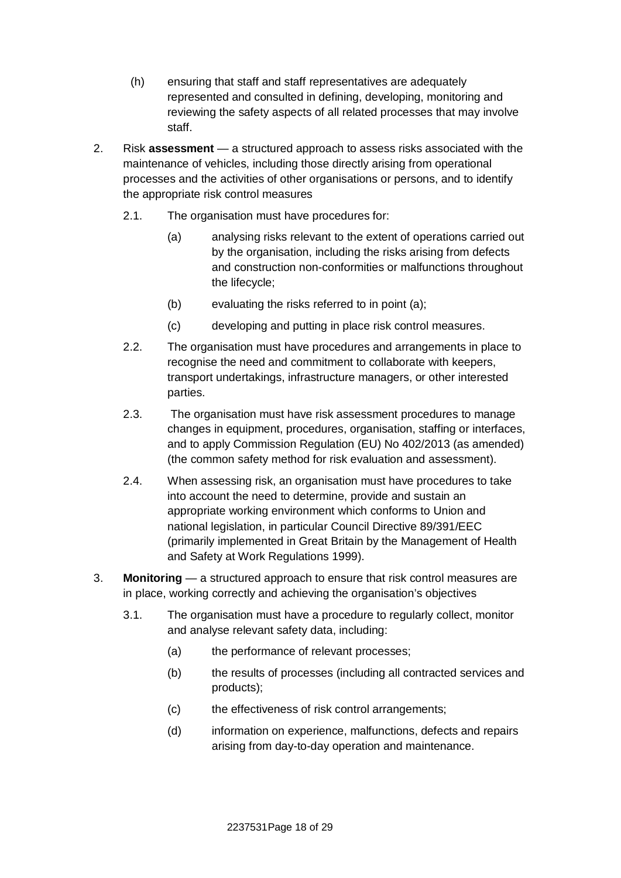(h) ensuring that staff and staff representatives are adequately represented and consulted in defining, developing, monitoring and reviewing the safety aspects of all related processes that may involve staff.

2. Risk **assessment** — a structured approach to assess risks associated with the maintenance of vehicles, including those directly arising from operational processes and the activities of other organisations or persons, and to identify the appropriate risk control measures

   2.1. The organisation must have procedures for:

   (a) analysing risks relevant to the extent of operations carried out by the organisation, including the risks arising from defects and construction non-conformities or malfunctions throughout the lifecycle;

   (b) evaluating the risks referred to in point (a);

   (c) developing and putting in place risk control measures.

   2.2. The organisation must have procedures and arrangements in place to recognise the need and commitment to collaborate with keepers, transport undertakings, infrastructure managers, or other interested parties.

   2.3. The organisation must have risk assessment procedures to manage changes in equipment, procedures, organisation, staffing or interfaces, and to apply Commission Regulation (EU) No 402/2013 (as amended) (the common safety method for risk evaluation and assessment).

   2.4. When assessing risk, an organisation must have procedures to take into account the need to determine, provide and sustain an appropriate working environment which conforms to Union and national legislation, in particular Council Directive 89/391/EEC (primarily implemented in Great Britain by the Management of Health and Safety at Work Regulations 1999).

3. **Monitoring** — a structured approach to ensure that risk control measures are in place, working correctly and achieving the organisation's objectives

   3.1. The organisation must have a procedure to regularly collect, monitor and analyse relevant safety data, including:

   (a) the performance of relevant processes;

   (b) the results of processes (including all contracted services and products);

   (c) the effectiveness of risk control arrangements;

   (d) information on experience, malfunctions, defects and repairs arising from day-to-day operation and maintenance.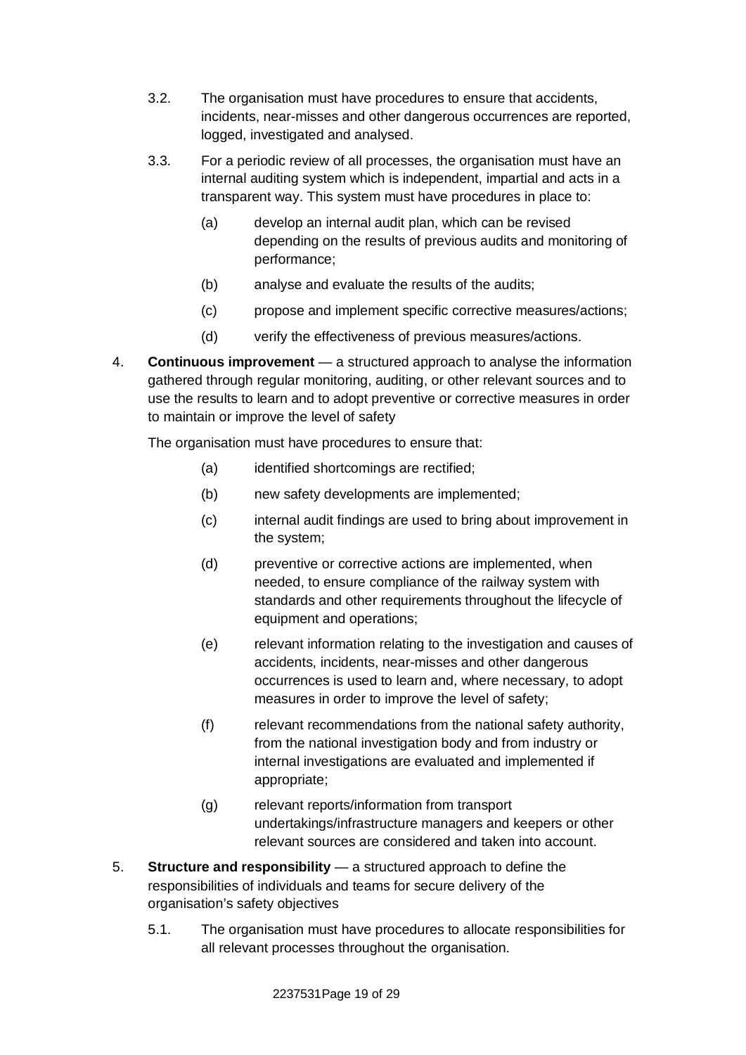3.2. The organisation must have procedures to ensure that accidents, incidents, near-misses and other dangerous occurrences are reported, logged, investigated and analysed.

3.3. For a periodic review of all processes, the organisation must have an internal auditing system which is independent, impartial and acts in a transparent way. This system must have procedures in place to:

(a) develop an internal audit plan, which can be revised depending on the results of previous audits and monitoring of performance;

(b) analyse and evaluate the results of the audits;

(c) propose and implement specific corrective measures/actions;

(d) verify the effectiveness of previous measures/actions.

4. **Continuous improvement** — a structured approach to analyse the information gathered through regular monitoring, auditing, or other relevant sources and to use the results to learn and to adopt preventive or corrective measures in order to maintain or improve the level of safety

The organisation must have procedures to ensure that:

(a) identified shortcomings are rectified;

(b) new safety developments are implemented;

(c) internal audit findings are used to bring about improvement in the system;

(d) preventive or corrective actions are implemented, when needed, to ensure compliance of the railway system with standards and other requirements throughout the lifecycle of equipment and operations;

(e) relevant information relating to the investigation and causes of accidents, incidents, near-misses and other dangerous occurrences is used to learn and, where necessary, to adopt measures in order to improve the level of safety;

(f) relevant recommendations from the national safety authority, from the national investigation body and from industry or internal investigations are evaluated and implemented if appropriate;

(g) relevant reports/information from transport undertakings/infrastructure managers and keepers or other relevant sources are considered and taken into account.

5. **Structure and responsibility** — a structured approach to define the responsibilities of individuals and teams for secure delivery of the organisation's safety objectives

5.1. The organisation must have procedures to allocate responsibilities for all relevant processes throughout the organisation.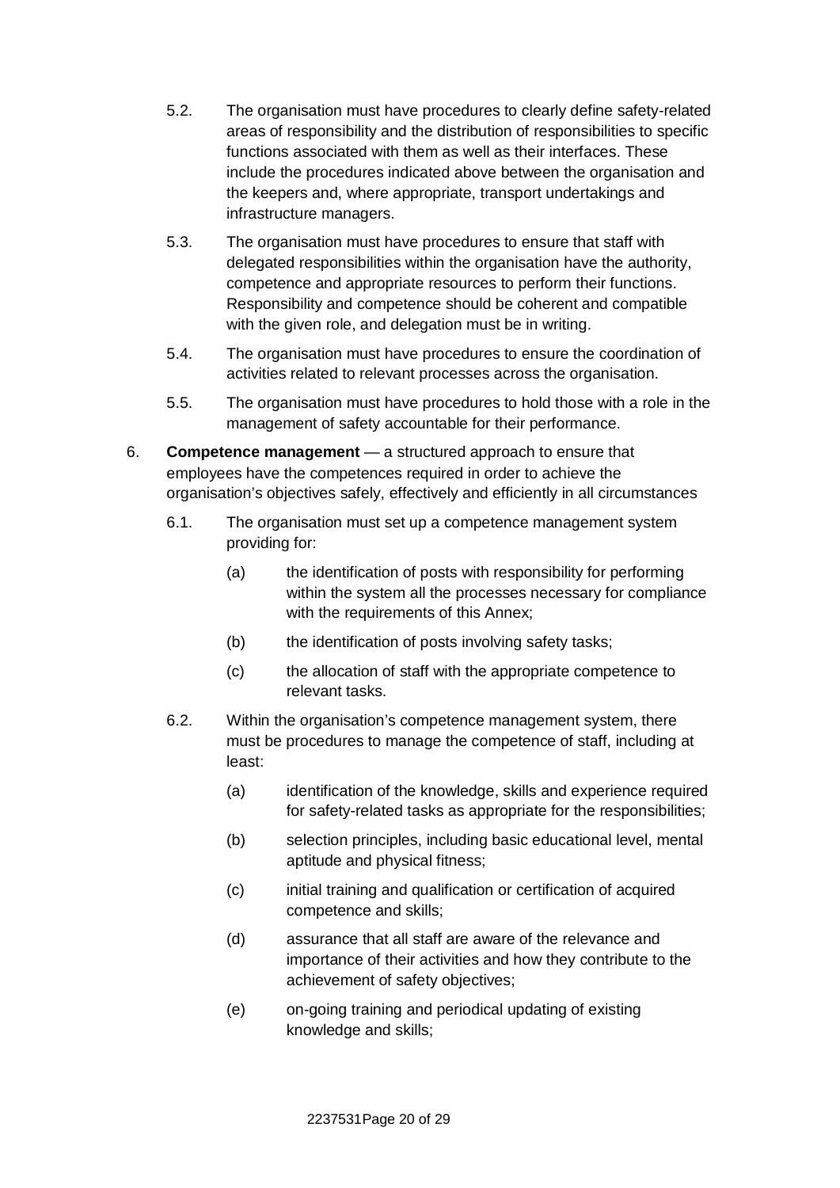5.2. The organisation must have procedures to clearly define safety-related areas of responsibility and the distribution of responsibilities to specific functions associated with them as well as their interfaces. These include the procedures indicated above between the organisation and the keepers and, where appropriate, transport undertakings and infrastructure managers.

5.3. The organisation must have procedures to ensure that staff with delegated responsibilities within the organisation have the authority, competence and appropriate resources to perform their functions. Responsibility and competence should be coherent and compatible with the given role, and delegation must be in writing.

5.4. The organisation must have procedures to ensure the coordination of activities related to relevant processes across the organisation.

5.5. The organisation must have procedures to hold those with a role in the management of safety accountable for their performance.

6. **Competence management** — a structured approach to ensure that employees have the competences required in order to achieve the organisation's objectives safely, effectively and efficiently in all circumstances

6.1. The organisation must set up a competence management system providing for:

(a) the identification of posts with responsibility for performing within the system all the processes necessary for compliance with the requirements of this Annex;

(b) the identification of posts involving safety tasks;

(c) the allocation of staff with the appropriate competence to relevant tasks.

6.2. Within the organisation's competence management system, there must be procedures to manage the competence of staff, including at least:

(a) identification of the knowledge, skills and experience required for safety-related tasks as appropriate for the responsibilities;

(b) selection principles, including basic educational level, mental aptitude and physical fitness;

(c) initial training and qualification or certification of acquired competence and skills;

(d) assurance that all staff are aware of the relevance and importance of their activities and how they contribute to the achievement of safety objectives;

(e) on-going training and periodical updating of existing knowledge and skills;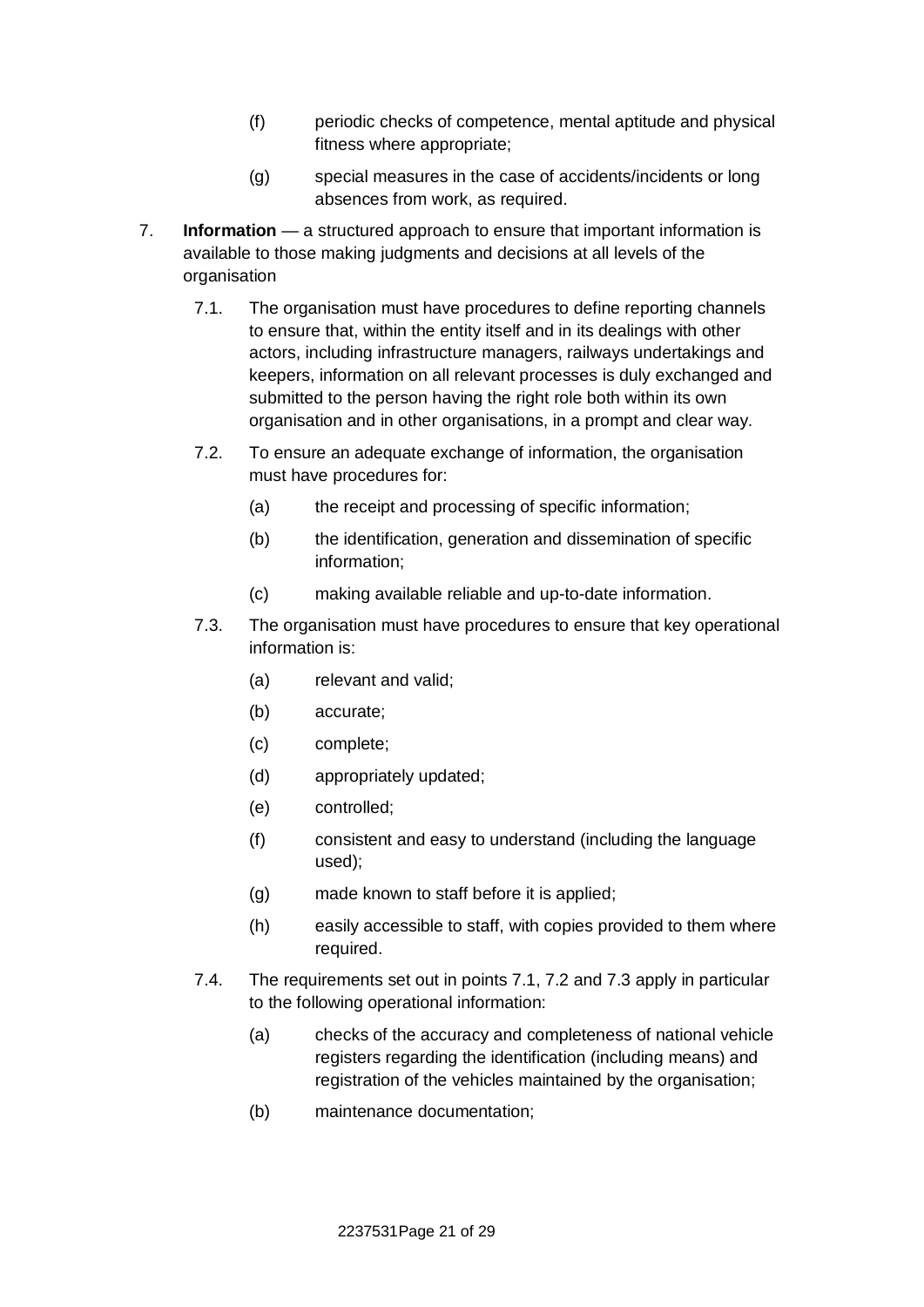(f) periodic checks of competence, mental aptitude and physical fitness where appropriate;

(g) special measures in the case of accidents/incidents or long absences from work, as required.

7. **Information** — a structured approach to ensure that important information is available to those making judgments and decisions at all levels of the organisation

   7.1. The organisation must have procedures to define reporting channels to ensure that, within the entity itself and in its dealings with other actors, including infrastructure managers, railways undertakings and keepers, information on all relevant processes is duly exchanged and submitted to the person having the right role both within its own organisation and in other organisations, in a prompt and clear way.

   7.2. To ensure an adequate exchange of information, the organisation must have procedures for:

   (a) the receipt and processing of specific information;

   (b) the identification, generation and dissemination of specific information;

   (c) making available reliable and up-to-date information.

   7.3. The organisation must have procedures to ensure that key operational information is:

   (a) relevant and valid;

   (b) accurate;

   (c) complete;

   (d) appropriately updated;

   (e) controlled;

   (f) consistent and easy to understand (including the language used);

   (g) made known to staff before it is applied;

   (h) easily accessible to staff, with copies provided to them where required.

   7.4. The requirements set out in points 7.1, 7.2 and 7.3 apply in particular to the following operational information:

   (a) checks of the accuracy and completeness of national vehicle registers regarding the identification (including means) and registration of the vehicles maintained by the organisation;

   (b) maintenance documentation;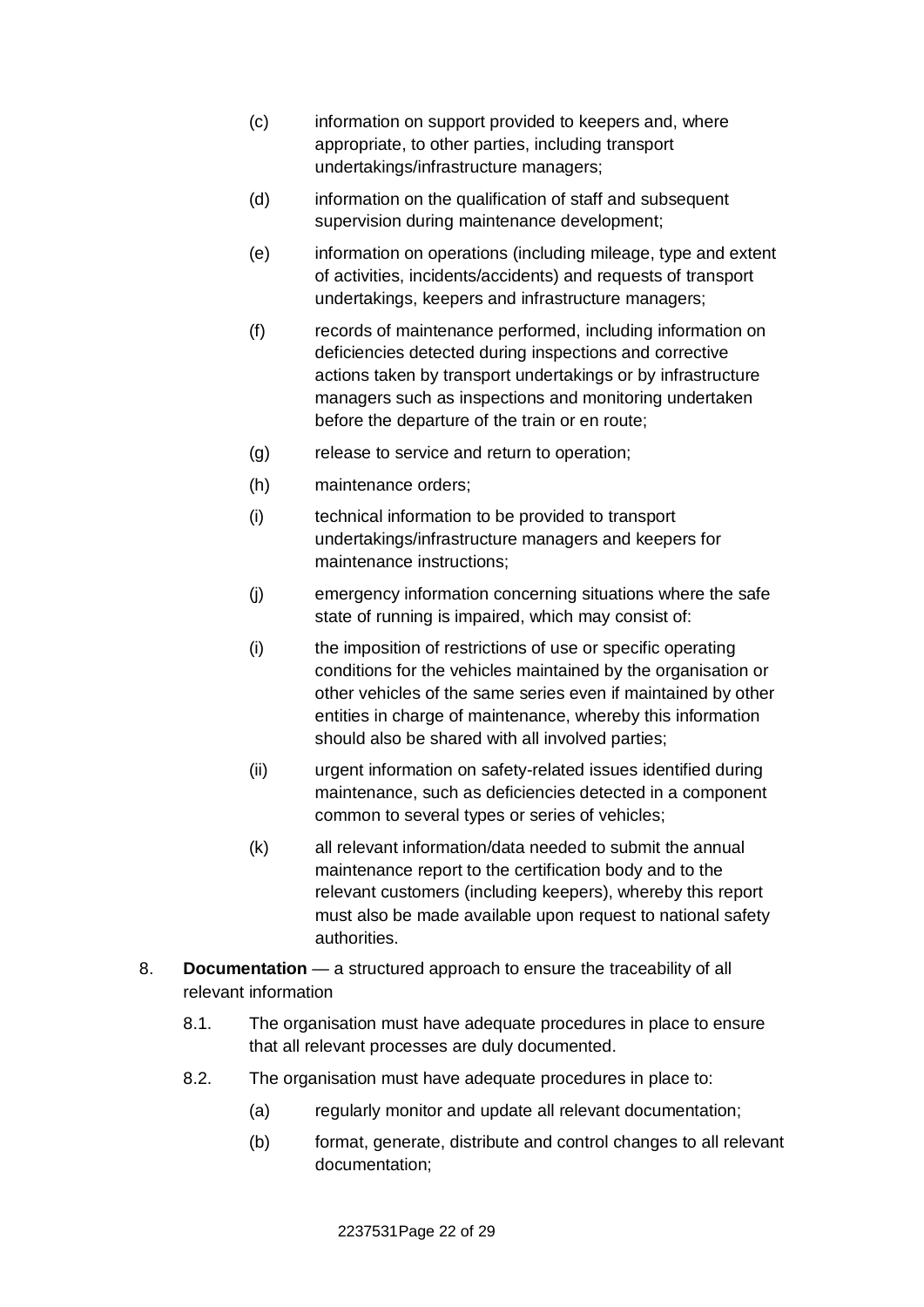(c) information on support provided to keepers and, where appropriate, to other parties, including transport undertakings/infrastructure managers;

(d) information on the qualification of staff and subsequent supervision during maintenance development;

(e) information on operations (including mileage, type and extent of activities, incidents/accidents) and requests of transport undertakings, keepers and infrastructure managers;

(f) records of maintenance performed, including information on deficiencies detected during inspections and corrective actions taken by transport undertakings or by infrastructure managers such as inspections and monitoring undertaken before the departure of the train or en route;

(g) release to service and return to operation;

(h) maintenance orders;

(i) technical information to be provided to transport undertakings/infrastructure managers and keepers for maintenance instructions;

(j) emergency information concerning situations where the safe state of running is impaired, which may consist of:

(i) the imposition of restrictions of use or specific operating conditions for the vehicles maintained by the organisation or other vehicles of the same series even if maintained by other entities in charge of maintenance, whereby this information should also be shared with all involved parties;

(ii) urgent information on safety-related issues identified during maintenance, such as deficiencies detected in a component common to several types or series of vehicles;

(k) all relevant information/data needed to submit the annual maintenance report to the certification body and to the relevant customers (including keepers), whereby this report must also be made available upon request to national safety authorities.

8. **Documentation** — a structured approach to ensure the traceability of all relevant information

8.1. The organisation must have adequate procedures in place to ensure that all relevant processes are duly documented.

8.2. The organisation must have adequate procedures in place to:

(a) regularly monitor and update all relevant documentation;

(b) format, generate, distribute and control changes to all relevant documentation;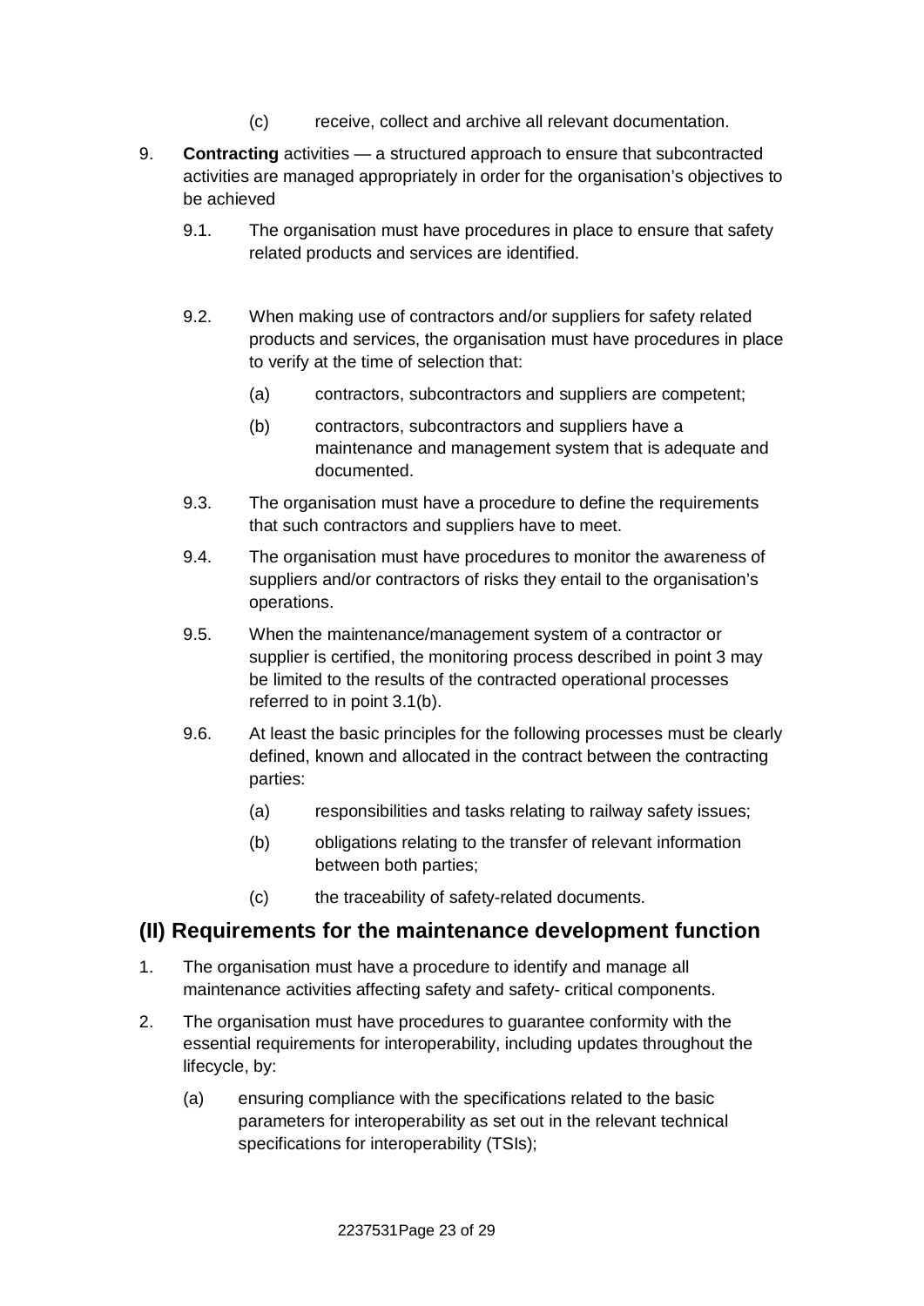(c) receive, collect and archive all relevant documentation.

9. **Contracting** activities — a structured approach to ensure that subcontracted activities are managed appropriately in order for the organisation's objectives to be achieved

   9.1. The organisation must have procedures in place to ensure that safety related products and services are identified.

   9.2. When making use of contractors and/or suppliers for safety related products and services, the organisation must have procedures in place to verify at the time of selection that:

   (a) contractors, subcontractors and suppliers are competent;

   (b) contractors, subcontractors and suppliers have a maintenance and management system that is adequate and documented.

   9.3. The organisation must have a procedure to define the requirements that such contractors and suppliers have to meet.

   9.4. The organisation must have procedures to monitor the awareness of suppliers and/or contractors of risks they entail to the organisation's operations.

   9.5. When the maintenance/management system of a contractor or supplier is certified, the monitoring process described in point 3 may be limited to the results of the contracted operational processes referred to in point 3.1(b).

   9.6. At least the basic principles for the following processes must be clearly defined, known and allocated in the contract between the contracting parties:

   (a) responsibilities and tasks relating to railway safety issues;

   (b) obligations relating to the transfer of relevant information between both parties;

   (c) the traceability of safety-related documents.

## (II) Requirements for the maintenance development function

1. The organisation must have a procedure to identify and manage all maintenance activities affecting safety and safety- critical components.

2. The organisation must have procedures to guarantee conformity with the essential requirements for interoperability, including updates throughout the lifecycle, by:

   (a) ensuring compliance with the specifications related to the basic parameters for interoperability as set out in the relevant technical specifications for interoperability (TSIs);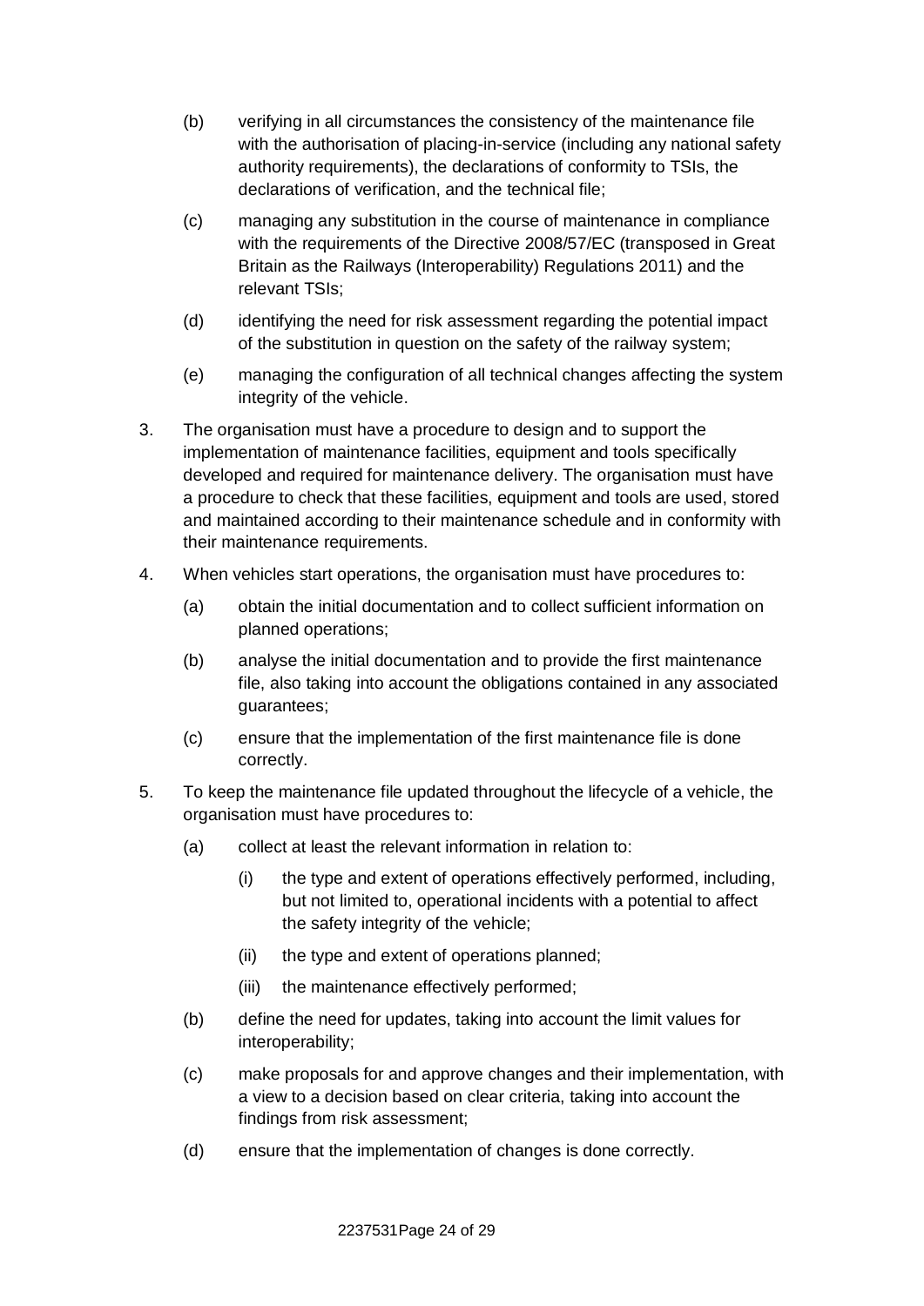(b) verifying in all circumstances the consistency of the maintenance file with the authorisation of placing-in-service (including any national safety authority requirements), the declarations of conformity to TSIs, the declarations of verification, and the technical file;

(c) managing any substitution in the course of maintenance in compliance with the requirements of the Directive 2008/57/EC (transposed in Great Britain as the Railways (Interoperability) Regulations 2011) and the relevant TSIs;

(d) identifying the need for risk assessment regarding the potential impact of the substitution in question on the safety of the railway system;

(e) managing the configuration of all technical changes affecting the system integrity of the vehicle.

3. The organisation must have a procedure to design and to support the implementation of maintenance facilities, equipment and tools specifically developed and required for maintenance delivery. The organisation must have a procedure to check that these facilities, equipment and tools are used, stored and maintained according to their maintenance schedule and in conformity with their maintenance requirements.

4. When vehicles start operations, the organisation must have procedures to:

   (a) obtain the initial documentation and to collect sufficient information on planned operations;

   (b) analyse the initial documentation and to provide the first maintenance file, also taking into account the obligations contained in any associated guarantees;

   (c) ensure that the implementation of the first maintenance file is done correctly.

5. To keep the maintenance file updated throughout the lifecycle of a vehicle, the organisation must have procedures to:

   (a) collect at least the relevant information in relation to:

      (i) the type and extent of operations effectively performed, including, but not limited to, operational incidents with a potential to affect the safety integrity of the vehicle;

      (ii) the type and extent of operations planned;

      (iii) the maintenance effectively performed;

   (b) define the need for updates, taking into account the limit values for interoperability;

   (c) make proposals for and approve changes and their implementation, with a view to a decision based on clear criteria, taking into account the findings from risk assessment;

   (d) ensure that the implementation of changes is done correctly.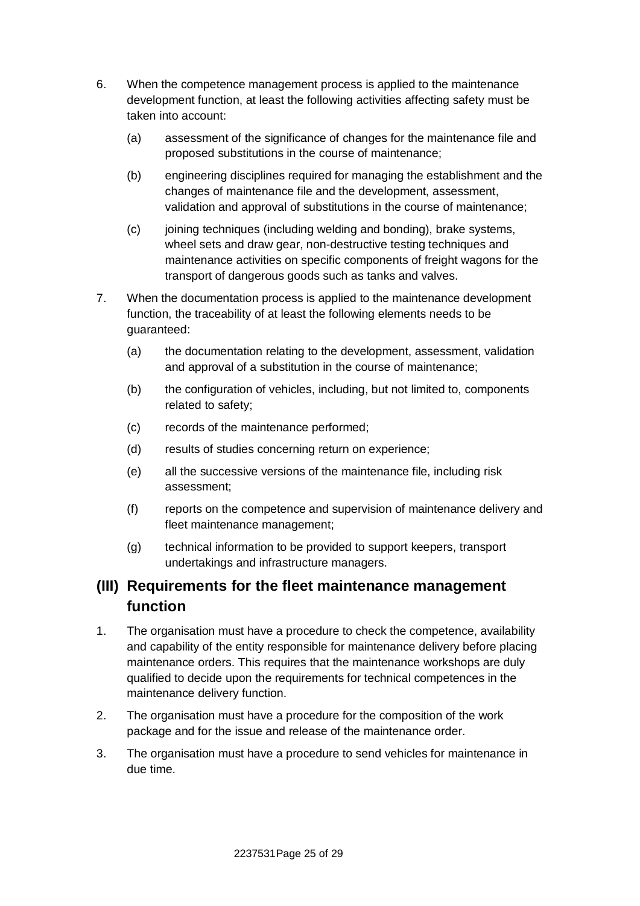6. When the competence management process is applied to the maintenance development function, at least the following activities affecting safety must be taken into account:

   (a) assessment of the significance of changes for the maintenance file and proposed substitutions in the course of maintenance;

   (b) engineering disciplines required for managing the establishment and the changes of maintenance file and the development, assessment, validation and approval of substitutions in the course of maintenance;

   (c) joining techniques (including welding and bonding), brake systems, wheel sets and draw gear, non-destructive testing techniques and maintenance activities on specific components of freight wagons for the transport of dangerous goods such as tanks and valves.

7. When the documentation process is applied to the maintenance development function, the traceability of at least the following elements needs to be guaranteed:

   (a) the documentation relating to the development, assessment, validation and approval of a substitution in the course of maintenance;

   (b) the configuration of vehicles, including, but not limited to, components related to safety;

   (c) records of the maintenance performed;

   (d) results of studies concerning return on experience;

   (e) all the successive versions of the maintenance file, including risk assessment;

   (f) reports on the competence and supervision of maintenance delivery and fleet maintenance management;

   (g) technical information to be provided to support keepers, transport undertakings and infrastructure managers.

## (III) Requirements for the fleet maintenance management function

1. The organisation must have a procedure to check the competence, availability and capability of the entity responsible for maintenance delivery before placing maintenance orders. This requires that the maintenance workshops are duly qualified to decide upon the requirements for technical competences in the maintenance delivery function.

2. The organisation must have a procedure for the composition of the work package and for the issue and release of the maintenance order.

3. The organisation must have a procedure to send vehicles for maintenance in due time.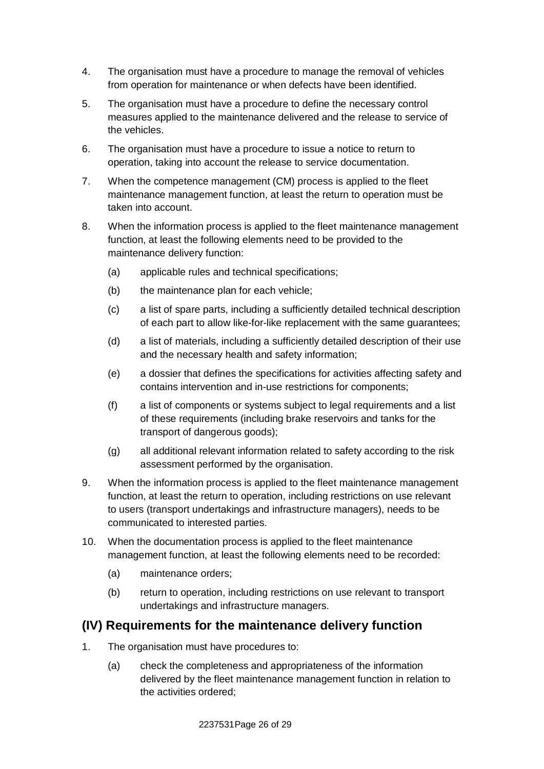4. The organisation must have a procedure to manage the removal of vehicles from operation for maintenance or when defects have been identified.

5. The organisation must have a procedure to define the necessary control measures applied to the maintenance delivered and the release to service of the vehicles.

6. The organisation must have a procedure to issue a notice to return to operation, taking into account the release to service documentation.

7. When the competence management (CM) process is applied to the fleet maintenance management function, at least the return to operation must be taken into account.

8. When the information process is applied to the fleet maintenance management function, at least the following elements need to be provided to the maintenance delivery function:

   (a) applicable rules and technical specifications;

   (b) the maintenance plan for each vehicle;

   (c) a list of spare parts, including a sufficiently detailed technical description of each part to allow like-for-like replacement with the same guarantees;

   (d) a list of materials, including a sufficiently detailed description of their use and the necessary health and safety information;

   (e) a dossier that defines the specifications for activities affecting safety and contains intervention and in-use restrictions for components;

   (f) a list of components or systems subject to legal requirements and a list of these requirements (including brake reservoirs and tanks for the transport of dangerous goods);

   (g) all additional relevant information related to safety according to the risk assessment performed by the organisation.

9. When the information process is applied to the fleet maintenance management function, at least the return to operation, including restrictions on use relevant to users (transport undertakings and infrastructure managers), needs to be communicated to interested parties.

10. When the documentation process is applied to the fleet maintenance management function, at least the following elements need to be recorded:

    (a) maintenance orders;

    (b) return to operation, including restrictions on use relevant to transport undertakings and infrastructure managers.

## (IV) Requirements for the maintenance delivery function

1. The organisation must have procedures to:

   (a) check the completeness and appropriateness of the information delivered by the fleet maintenance management function in relation to the activities ordered;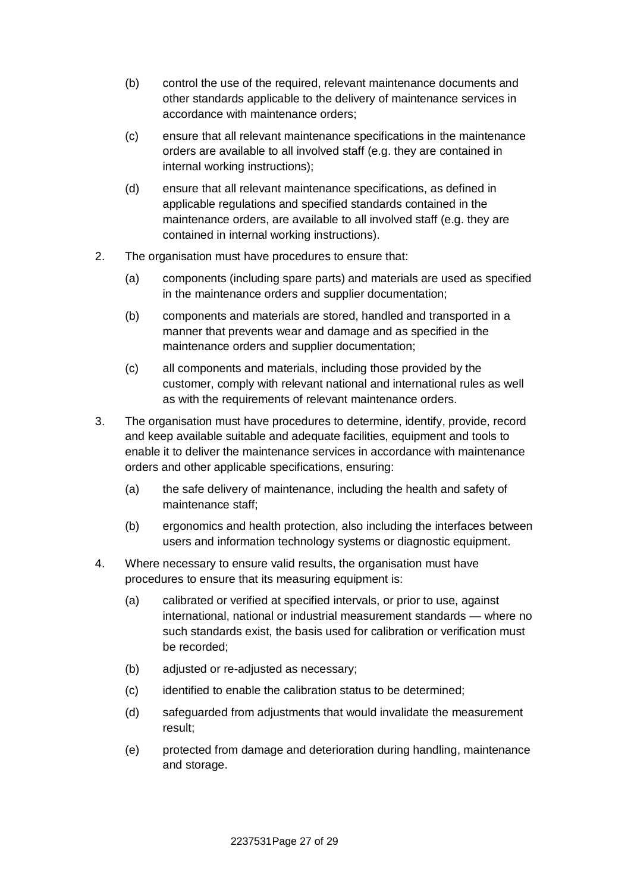(b) control the use of the required, relevant maintenance documents and other standards applicable to the delivery of maintenance services in accordance with maintenance orders;

(c) ensure that all relevant maintenance specifications in the maintenance orders are available to all involved staff (e.g. they are contained in internal working instructions);

(d) ensure that all relevant maintenance specifications, as defined in applicable regulations and specified standards contained in the maintenance orders, are available to all involved staff (e.g. they are contained in internal working instructions).

2. The organisation must have procedures to ensure that:

   (a) components (including spare parts) and materials are used as specified in the maintenance orders and supplier documentation;

   (b) components and materials are stored, handled and transported in a manner that prevents wear and damage and as specified in the maintenance orders and supplier documentation;

   (c) all components and materials, including those provided by the customer, comply with relevant national and international rules as well as with the requirements of relevant maintenance orders.

3. The organisation must have procedures to determine, identify, provide, record and keep available suitable and adequate facilities, equipment and tools to enable it to deliver the maintenance services in accordance with maintenance orders and other applicable specifications, ensuring:

   (a) the safe delivery of maintenance, including the health and safety of maintenance staff;

   (b) ergonomics and health protection, also including the interfaces between users and information technology systems or diagnostic equipment.

4. Where necessary to ensure valid results, the organisation must have procedures to ensure that its measuring equipment is:

   (a) calibrated or verified at specified intervals, or prior to use, against international, national or industrial measurement standards — where no such standards exist, the basis used for calibration or verification must be recorded;

   (b) adjusted or re-adjusted as necessary;

   (c) identified to enable the calibration status to be determined;

   (d) safeguarded from adjustments that would invalidate the measurement result;

   (e) protected from damage and deterioration during handling, maintenance and storage.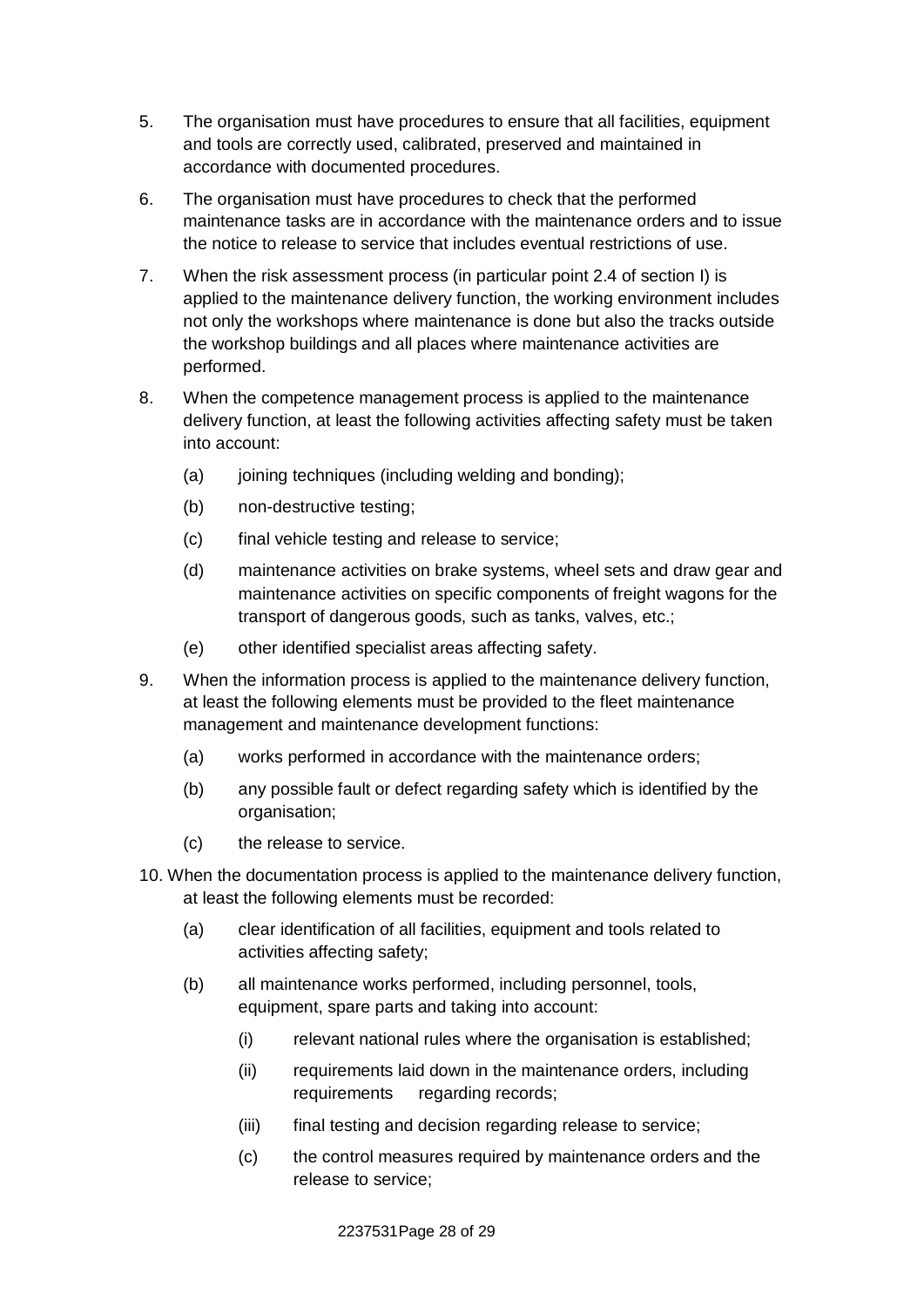5. The organisation must have procedures to ensure that all facilities, equipment and tools are correctly used, calibrated, preserved and maintained in accordance with documented procedures.

6. The organisation must have procedures to check that the performed maintenance tasks are in accordance with the maintenance orders and to issue the notice to release to service that includes eventual restrictions of use.

7. When the risk assessment process (in particular point 2.4 of section I) is applied to the maintenance delivery function, the working environment includes not only the workshops where maintenance is done but also the tracks outside the workshop buildings and all places where maintenance activities are performed.

8. When the competence management process is applied to the maintenance delivery function, at least the following activities affecting safety must be taken into account:

   (a) joining techniques (including welding and bonding);

   (b) non-destructive testing;

   (c) final vehicle testing and release to service;

   (d) maintenance activities on brake systems, wheel sets and draw gear and maintenance activities on specific components of freight wagons for the transport of dangerous goods, such as tanks, valves, etc.;

   (e) other identified specialist areas affecting safety.

9. When the information process is applied to the maintenance delivery function, at least the following elements must be provided to the fleet maintenance management and maintenance development functions:

   (a) works performed in accordance with the maintenance orders;

   (b) any possible fault or defect regarding safety which is identified by the organisation;

   (c) the release to service.

10. When the documentation process is applied to the maintenance delivery function, at least the following elements must be recorded:

   (a) clear identification of all facilities, equipment and tools related to activities affecting safety;

   (b) all maintenance works performed, including personnel, tools, equipment, spare parts and taking into account:

      (i) relevant national rules where the organisation is established;

      (ii) requirements laid down in the maintenance orders, including requirements regarding records;

      (iii) final testing and decision regarding release to service;

   (c) the control measures required by maintenance orders and the release to service;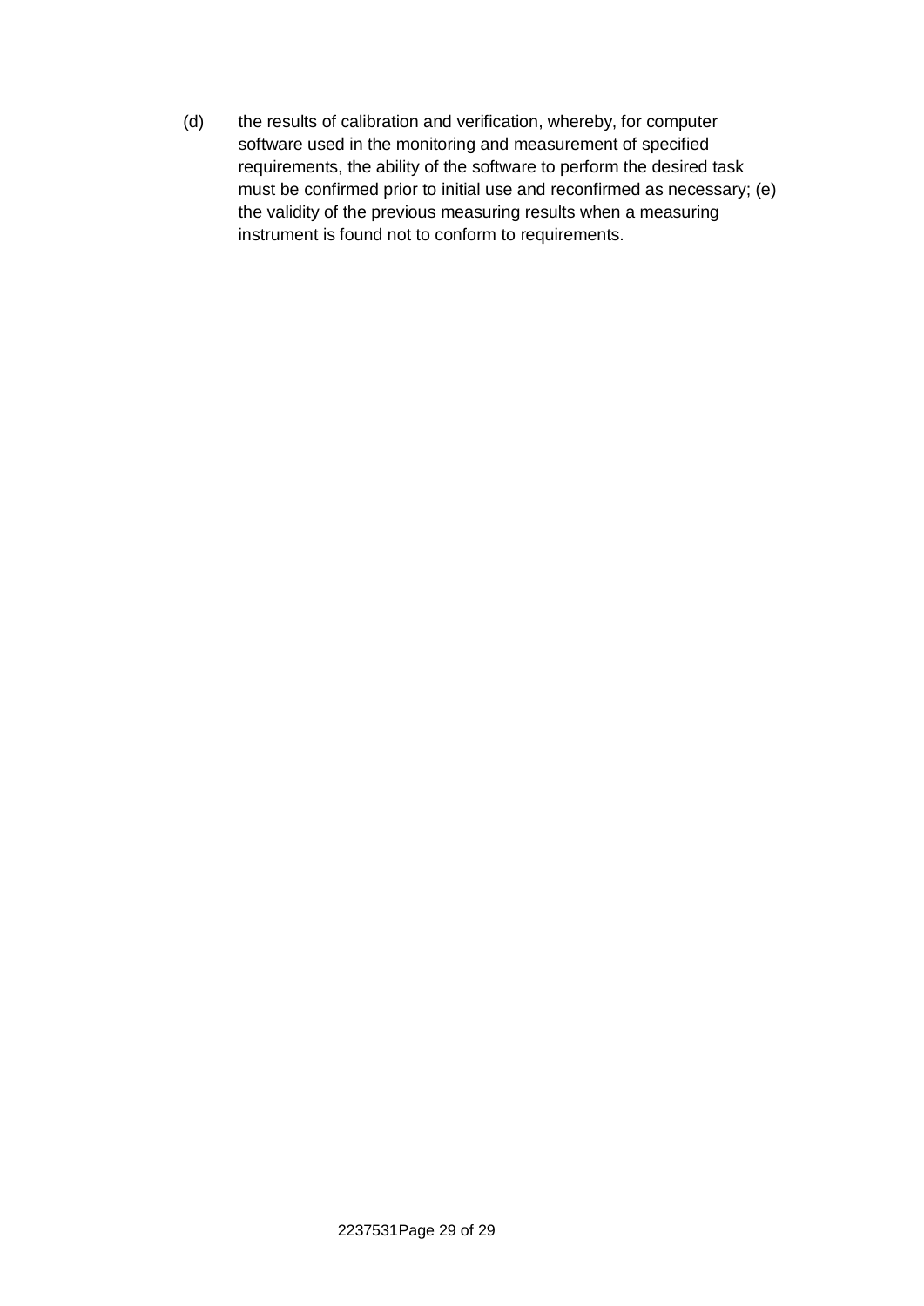(d) the results of calibration and verification, whereby, for computer software used in the monitoring and measurement of specified requirements, the ability of the software to perform the desired task must be confirmed prior to initial use and reconfirmed as necessary; (e) the validity of the previous measuring results when a measuring instrument is found not to conform to requirements.